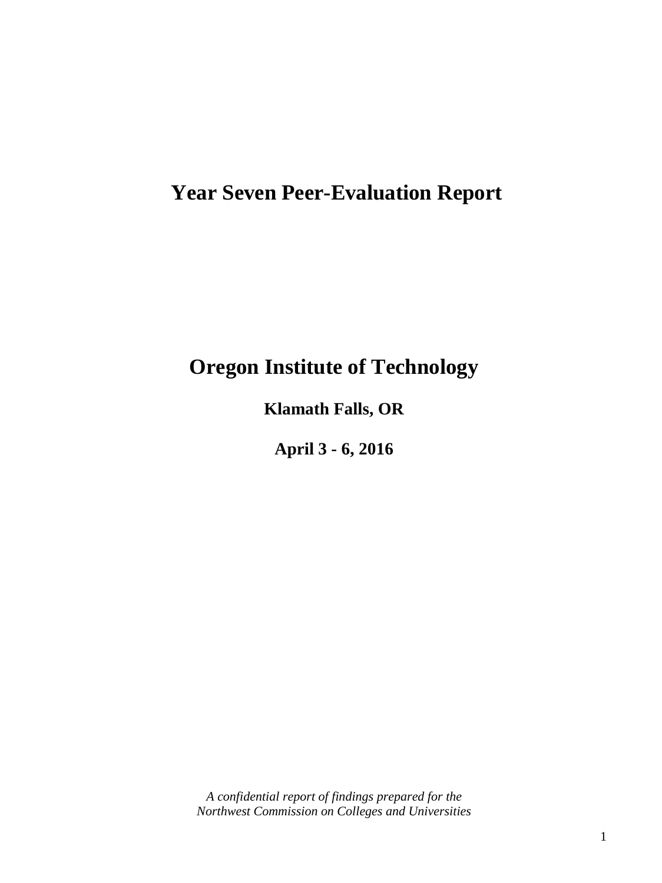# Year Seven Peer-Evaluation Report

# Oregon Institute of Technology

## Klamath Falls, OR

## April 3 - 6, 2016

*A confidential report of findings prepared for the Northwest Commission on Colleges and Universities*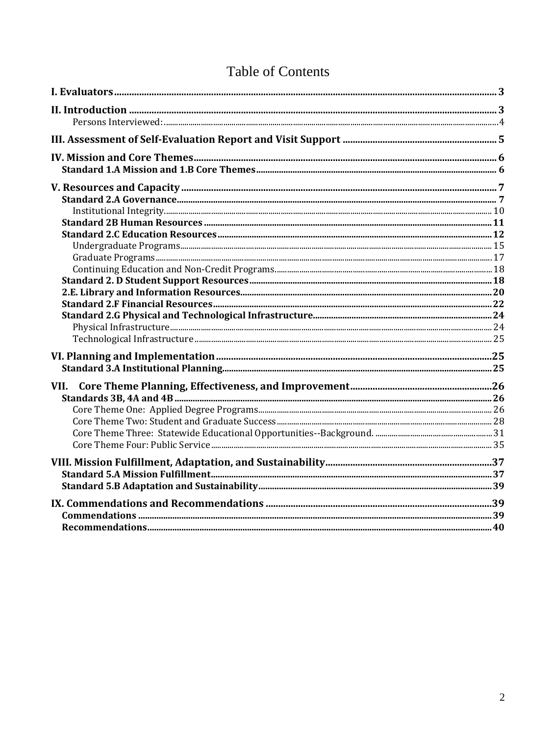# Table of Contents

**I. Evaluators** ........ 3

**II. Introduction** ........ 3
- Persons Interviewed: ........ 4

**III. Assessment of Self-Evaluation Report and Visit Support** ........ 5

**IV. Mission and Core Themes** ........ 6
- **Standard 1.A Mission and 1.B Core Themes** ........ 6

**V. Resources and Capacity** ........ 7
- **Standard 2.A Governance** ........ 7
  - Institutional Integrity ........ 10
- **Standard 2B Human Resources** ........ 11
- **Standard 2.C Education Resources** ........ 12
  - Undergraduate Programs ........ 15
  - Graduate Programs ........ 17
  - Continuing Education and Non-Credit Programs ........ 18
- **Standard 2. D Student Support Resources** ........ 18
- **2.E. Library and Information Resources** ........ 20
- **Standard 2.F Financial Resources** ........ 22
- **Standard 2.G Physical and Technological Infrastructure** ........ 24
  - Physical Infrastructure ........ 24
  - Technological Infrastructure ........ 25

**VI. Planning and Implementation** ........ 25
- **Standard 3.A Institutional Planning** ........ 25

**VII. Core Theme Planning, Effectiveness, and Improvement** ........ 26
- **Standards 3B, 4A and 4B** ........ 26
  - Core Theme One: Applied Degree Programs ........ 26
  - Core Theme Two: Student and Graduate Success ........ 28
  - Core Theme Three: Statewide Educational Opportunities--Background. ........ 31
  - Core Theme Four: Public Service ........ 35

**VIII. Mission Fulfillment, Adaptation, and Sustainability** ........ 37
- **Standard 5.A Mission Fulfillment** ........ 37
- **Standard 5.B Adaptation and Sustainability** ........ 39

**IX. Commendations and Recommendations** ........ 39
- **Commendations** ........ 39
- **Recommendations** ........ 40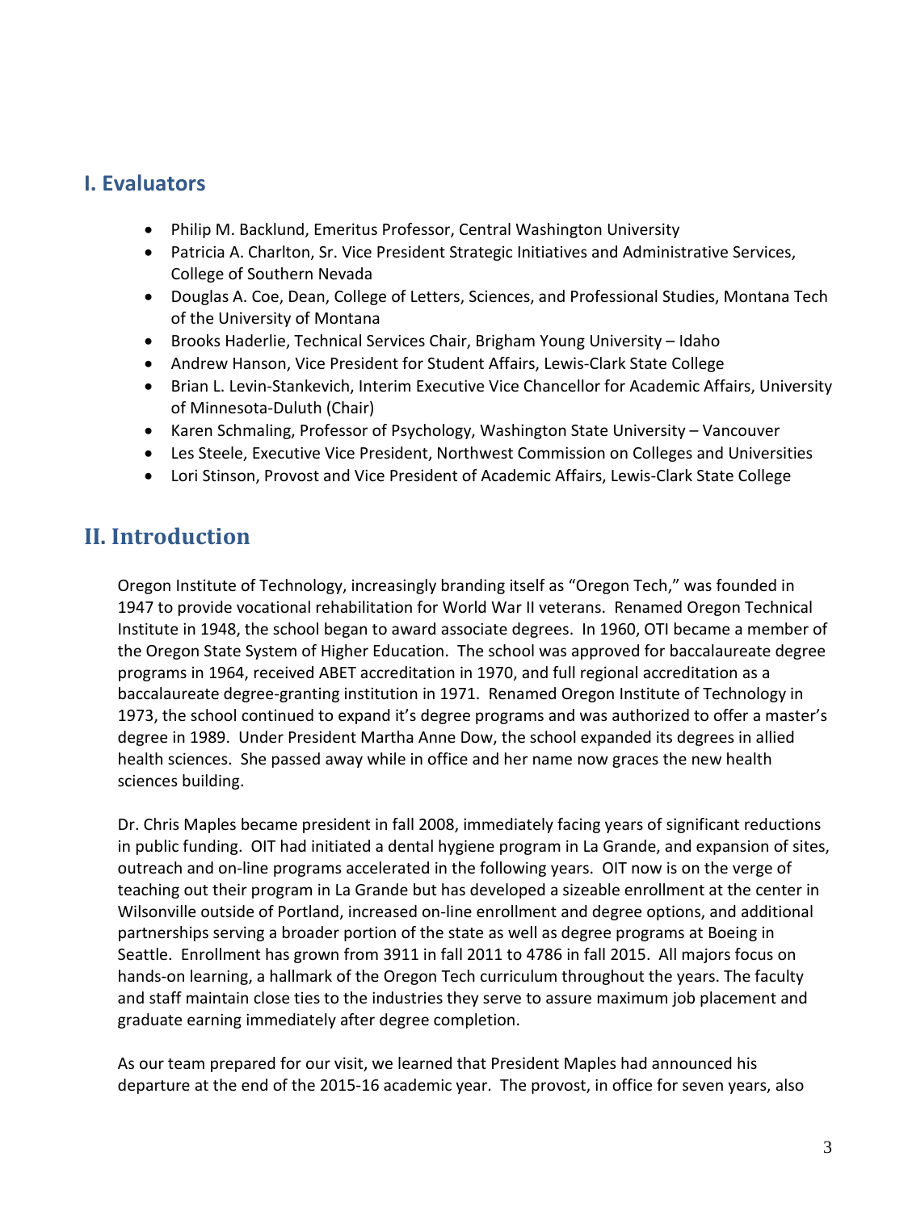## I. Evaluators

- Philip M. Backlund, Emeritus Professor, Central Washington University
- Patricia A. Charlton, Sr. Vice President Strategic Initiatives and Administrative Services, College of Southern Nevada
- Douglas A. Coe, Dean, College of Letters, Sciences, and Professional Studies, Montana Tech of the University of Montana
- Brooks Haderlie, Technical Services Chair, Brigham Young University – Idaho
- Andrew Hanson, Vice President for Student Affairs, Lewis-Clark State College
- Brian L. Levin-Stankevich, Interim Executive Vice Chancellor for Academic Affairs, University of Minnesota-Duluth (Chair)
- Karen Schmaling, Professor of Psychology, Washington State University – Vancouver
- Les Steele, Executive Vice President, Northwest Commission on Colleges and Universities
- Lori Stinson, Provost and Vice President of Academic Affairs, Lewis-Clark State College

## II. Introduction

Oregon Institute of Technology, increasingly branding itself as "Oregon Tech," was founded in 1947 to provide vocational rehabilitation for World War II veterans. Renamed Oregon Technical Institute in 1948, the school began to award associate degrees. In 1960, OTI became a member of the Oregon State System of Higher Education. The school was approved for baccalaureate degree programs in 1964, received ABET accreditation in 1970, and full regional accreditation as a baccalaureate degree-granting institution in 1971. Renamed Oregon Institute of Technology in 1973, the school continued to expand it's degree programs and was authorized to offer a master's degree in 1989. Under President Martha Anne Dow, the school expanded its degrees in allied health sciences. She passed away while in office and her name now graces the new health sciences building.

Dr. Chris Maples became president in fall 2008, immediately facing years of significant reductions in public funding. OIT had initiated a dental hygiene program in La Grande, and expansion of sites, outreach and on-line programs accelerated in the following years. OIT now is on the verge of teaching out their program in La Grande but has developed a sizeable enrollment at the center in Wilsonville outside of Portland, increased on-line enrollment and degree options, and additional partnerships serving a broader portion of the state as well as degree programs at Boeing in Seattle. Enrollment has grown from 3911 in fall 2011 to 4786 in fall 2015. All majors focus on hands-on learning, a hallmark of the Oregon Tech curriculum throughout the years. The faculty and staff maintain close ties to the industries they serve to assure maximum job placement and graduate earning immediately after degree completion.

As our team prepared for our visit, we learned that President Maples had announced his departure at the end of the 2015-16 academic year. The provost, in office for seven years, also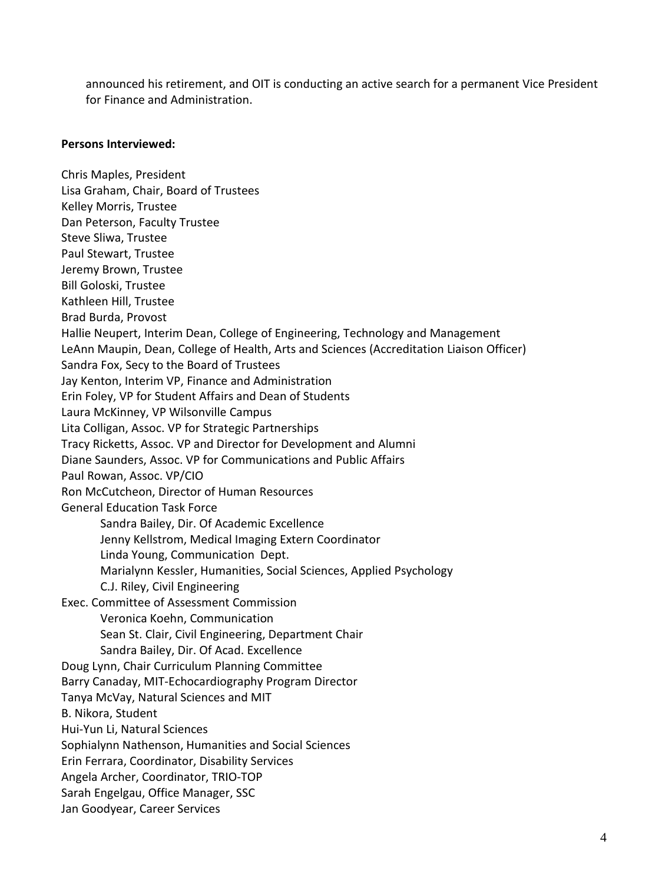announced his retirement, and OIT is conducting an active search for a permanent Vice President for Finance and Administration.

**Persons Interviewed:**

Chris Maples, President
Lisa Graham, Chair, Board of Trustees
Kelley Morris, Trustee
Dan Peterson, Faculty Trustee
Steve Sliwa, Trustee
Paul Stewart, Trustee
Jeremy Brown, Trustee
Bill Goloski, Trustee
Kathleen Hill, Trustee
Brad Burda, Provost
Hallie Neupert, Interim Dean, College of Engineering, Technology and Management
LeAnn Maupin, Dean, College of Health, Arts and Sciences (Accreditation Liaison Officer)
Sandra Fox, Secy to the Board of Trustees
Jay Kenton, Interim VP, Finance and Administration
Erin Foley, VP for Student Affairs and Dean of Students
Laura McKinney, VP Wilsonville Campus
Lita Colligan, Assoc. VP for Strategic Partnerships
Tracy Ricketts, Assoc. VP and Director for Development and Alumni
Diane Saunders, Assoc. VP for Communications and Public Affairs
Paul Rowan, Assoc. VP/CIO
Ron McCutcheon, Director of Human Resources
General Education Task Force
- Sandra Bailey, Dir. Of Academic Excellence
- Jenny Kellstrom, Medical Imaging Extern Coordinator
- Linda Young, Communication Dept.
- Marialynn Kessler, Humanities, Social Sciences, Applied Psychology
- C.J. Riley, Civil Engineering

Exec. Committee of Assessment Commission
- Veronica Koehn, Communication
- Sean St. Clair, Civil Engineering, Department Chair
- Sandra Bailey, Dir. Of Acad. Excellence

Doug Lynn, Chair Curriculum Planning Committee
Barry Canaday, MIT-Echocardiography Program Director
Tanya McVay, Natural Sciences and MIT
B. Nikora, Student
Hui-Yun Li, Natural Sciences
Sophialynn Nathenson, Humanities and Social Sciences
Erin Ferrara, Coordinator, Disability Services
Angela Archer, Coordinator, TRIO-TOP
Sarah Engelgau, Office Manager, SSC
Jan Goodyear, Career Services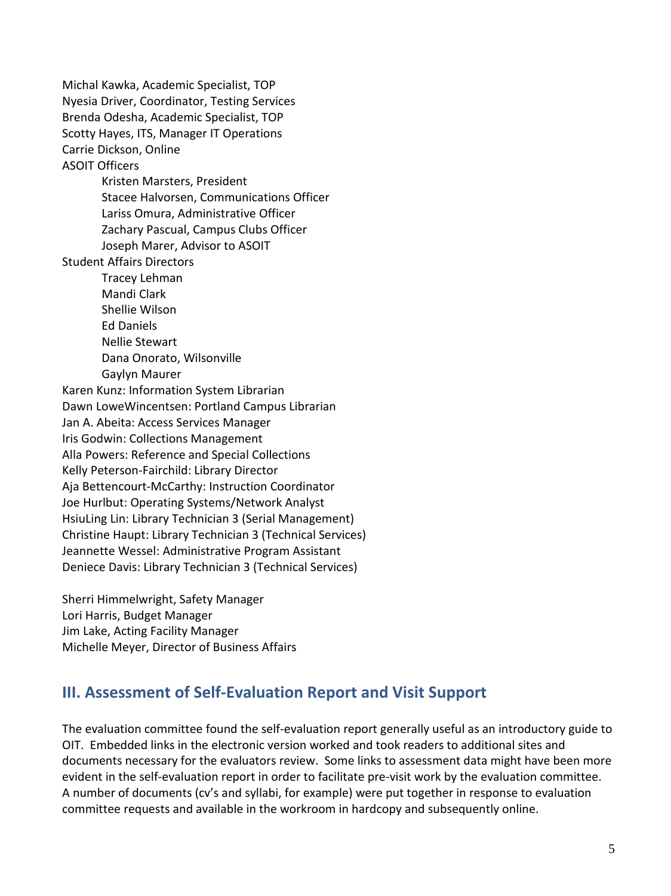Michal Kawka, Academic Specialist, TOP
Nyesia Driver, Coordinator, Testing Services
Brenda Odesha, Academic Specialist, TOP
Scotty Hayes, ITS, Manager IT Operations
Carrie Dickson, Online
ASOIT Officers

- Kristen Marsters, President
- Stacee Halvorsen, Communications Officer
- Lariss Omura, Administrative Officer
- Zachary Pascual, Campus Clubs Officer
- Joseph Marer, Advisor to ASOIT

Student Affairs Directors

- Tracey Lehman
- Mandi Clark
- Shellie Wilson
- Ed Daniels
- Nellie Stewart
- Dana Onorato, Wilsonville
- Gaylyn Maurer

Karen Kunz: Information System Librarian
Dawn LoweWincentsen: Portland Campus Librarian
Jan A. Abeita: Access Services Manager
Iris Godwin: Collections Management
Alla Powers: Reference and Special Collections
Kelly Peterson-Fairchild: Library Director
Aja Bettencourt-McCarthy: Instruction Coordinator
Joe Hurlbut: Operating Systems/Network Analyst
HsiuLing Lin: Library Technician 3 (Serial Management)
Christine Haupt: Library Technician 3 (Technical Services)
Jeannette Wessel: Administrative Program Assistant
Deniece Davis: Library Technician 3 (Technical Services)

Sherri Himmelwright, Safety Manager
Lori Harris, Budget Manager
Jim Lake, Acting Facility Manager
Michelle Meyer, Director of Business Affairs

## III. Assessment of Self-Evaluation Report and Visit Support

The evaluation committee found the self-evaluation report generally useful as an introductory guide to OIT. Embedded links in the electronic version worked and took readers to additional sites and documents necessary for the evaluators review. Some links to assessment data might have been more evident in the self-evaluation report in order to facilitate pre-visit work by the evaluation committee. A number of documents (cv's and syllabi, for example) were put together in response to evaluation committee requests and available in the workroom in hardcopy and subsequently online.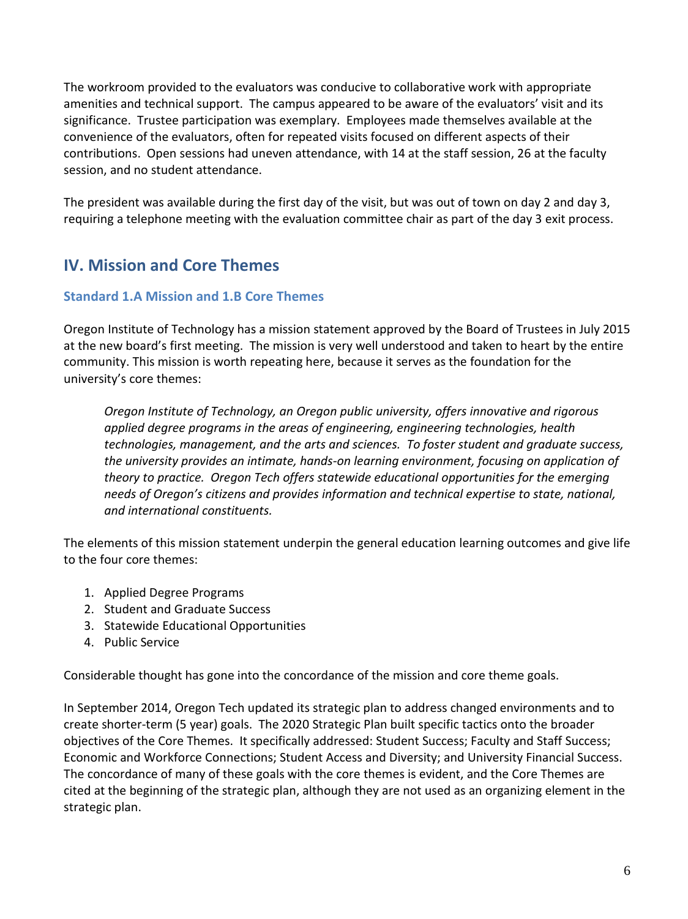The workroom provided to the evaluators was conducive to collaborative work with appropriate amenities and technical support. The campus appeared to be aware of the evaluators' visit and its significance. Trustee participation was exemplary. Employees made themselves available at the convenience of the evaluators, often for repeated visits focused on different aspects of their contributions. Open sessions had uneven attendance, with 14 at the staff session, 26 at the faculty session, and no student attendance.

The president was available during the first day of the visit, but was out of town on day 2 and day 3, requiring a telephone meeting with the evaluation committee chair as part of the day 3 exit process.

## IV. Mission and Core Themes

### Standard 1.A Mission and 1.B Core Themes

Oregon Institute of Technology has a mission statement approved by the Board of Trustees in July 2015 at the new board's first meeting. The mission is very well understood and taken to heart by the entire community. This mission is worth repeating here, because it serves as the foundation for the university's core themes:

> *Oregon Institute of Technology, an Oregon public university, offers innovative and rigorous applied degree programs in the areas of engineering, engineering technologies, health technologies, management, and the arts and sciences. To foster student and graduate success, the university provides an intimate, hands-on learning environment, focusing on application of theory to practice. Oregon Tech offers statewide educational opportunities for the emerging needs of Oregon's citizens and provides information and technical expertise to state, national, and international constituents.*

The elements of this mission statement underpin the general education learning outcomes and give life to the four core themes:

1. Applied Degree Programs
2. Student and Graduate Success
3. Statewide Educational Opportunities
4. Public Service

Considerable thought has gone into the concordance of the mission and core theme goals.

In September 2014, Oregon Tech updated its strategic plan to address changed environments and to create shorter-term (5 year) goals. The 2020 Strategic Plan built specific tactics onto the broader objectives of the Core Themes. It specifically addressed: Student Success; Faculty and Staff Success; Economic and Workforce Connections; Student Access and Diversity; and University Financial Success. The concordance of many of these goals with the core themes is evident, and the Core Themes are cited at the beginning of the strategic plan, although they are not used as an organizing element in the strategic plan.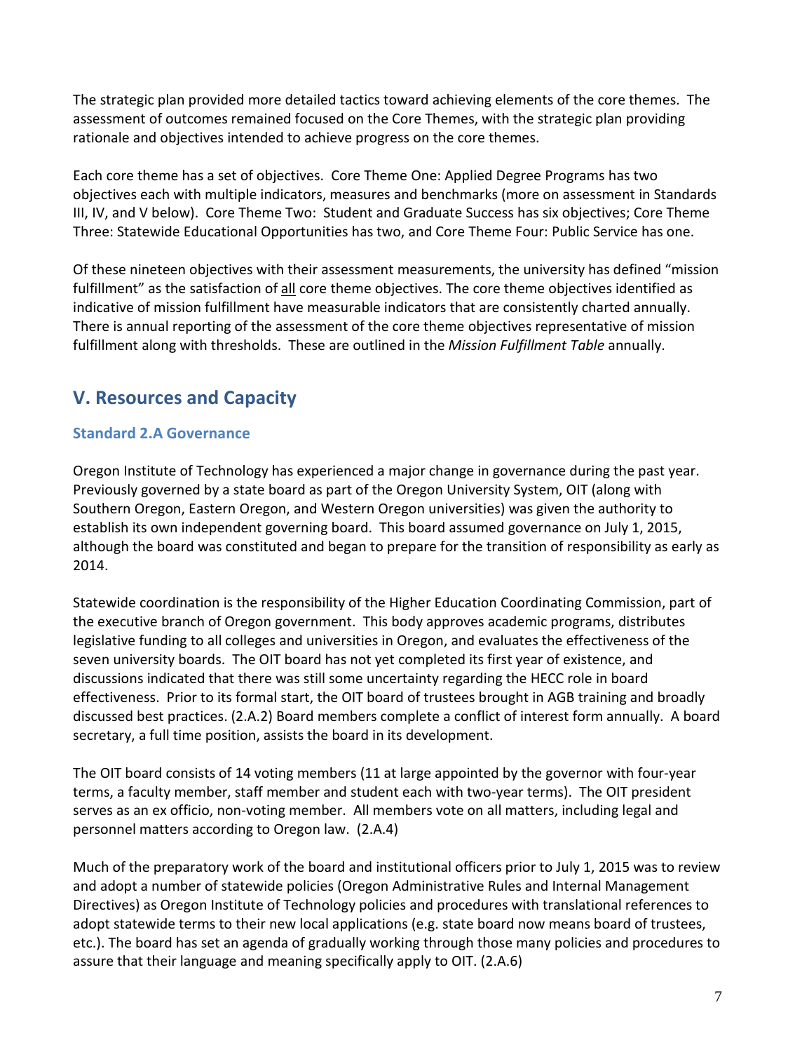The strategic plan provided more detailed tactics toward achieving elements of the core themes. The assessment of outcomes remained focused on the Core Themes, with the strategic plan providing rationale and objectives intended to achieve progress on the core themes.

Each core theme has a set of objectives. Core Theme One: Applied Degree Programs has two objectives each with multiple indicators, measures and benchmarks (more on assessment in Standards III, IV, and V below). Core Theme Two: Student and Graduate Success has six objectives; Core Theme Three: Statewide Educational Opportunities has two, and Core Theme Four: Public Service has one.

Of these nineteen objectives with their assessment measurements, the university has defined "mission fulfillment" as the satisfaction of <u>all</u> core theme objectives. The core theme objectives identified as indicative of mission fulfillment have measurable indicators that are consistently charted annually. There is annual reporting of the assessment of the core theme objectives representative of mission fulfillment along with thresholds. These are outlined in the *Mission Fulfillment Table* annually.

## V. Resources and Capacity

### Standard 2.A Governance

Oregon Institute of Technology has experienced a major change in governance during the past year. Previously governed by a state board as part of the Oregon University System, OIT (along with Southern Oregon, Eastern Oregon, and Western Oregon universities) was given the authority to establish its own independent governing board. This board assumed governance on July 1, 2015, although the board was constituted and began to prepare for the transition of responsibility as early as 2014.

Statewide coordination is the responsibility of the Higher Education Coordinating Commission, part of the executive branch of Oregon government. This body approves academic programs, distributes legislative funding to all colleges and universities in Oregon, and evaluates the effectiveness of the seven university boards. The OIT board has not yet completed its first year of existence, and discussions indicated that there was still some uncertainty regarding the HECC role in board effectiveness. Prior to its formal start, the OIT board of trustees brought in AGB training and broadly discussed best practices. (2.A.2) Board members complete a conflict of interest form annually. A board secretary, a full time position, assists the board in its development.

The OIT board consists of 14 voting members (11 at large appointed by the governor with four-year terms, a faculty member, staff member and student each with two-year terms). The OIT president serves as an ex officio, non-voting member. All members vote on all matters, including legal and personnel matters according to Oregon law. (2.A.4)

Much of the preparatory work of the board and institutional officers prior to July 1, 2015 was to review and adopt a number of statewide policies (Oregon Administrative Rules and Internal Management Directives) as Oregon Institute of Technology policies and procedures with translational references to adopt statewide terms to their new local applications (e.g. state board now means board of trustees, etc.). The board has set an agenda of gradually working through those many policies and procedures to assure that their language and meaning specifically apply to OIT. (2.A.6)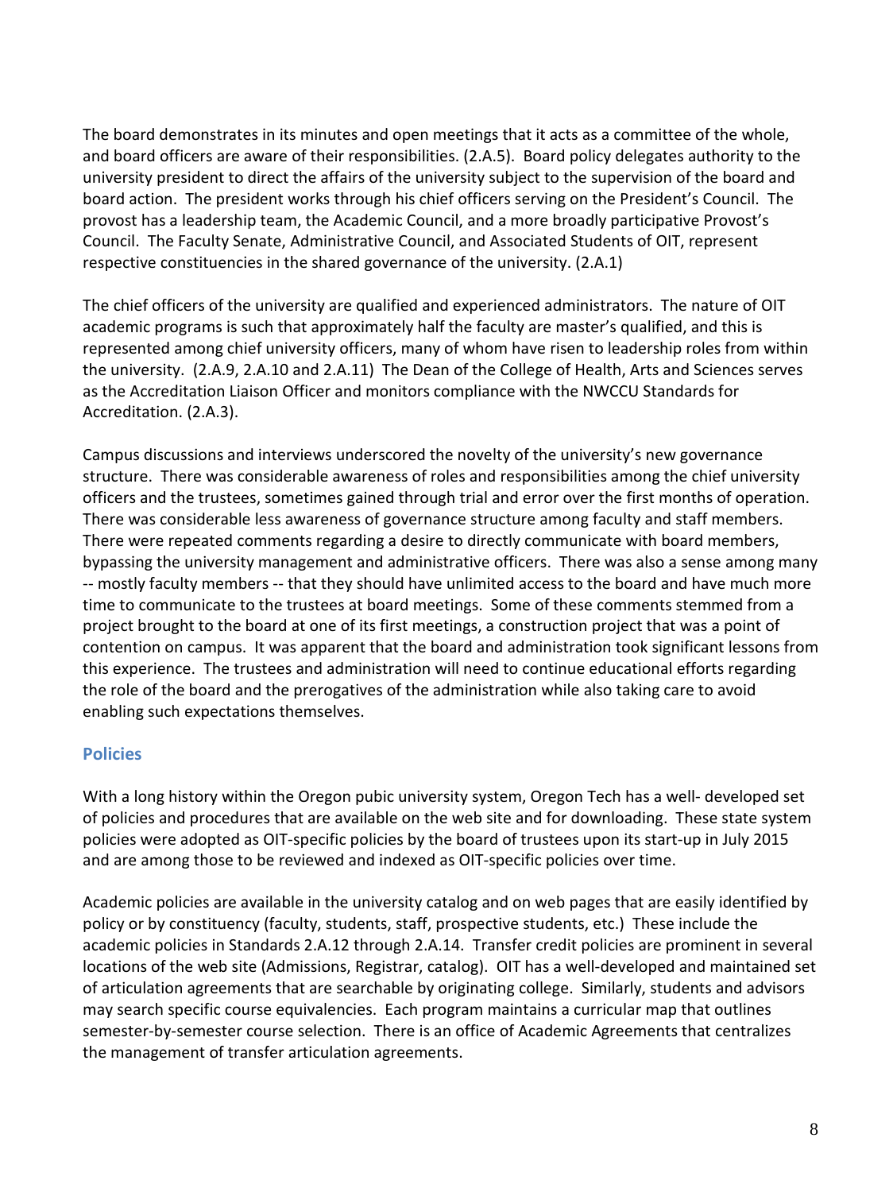The board demonstrates in its minutes and open meetings that it acts as a committee of the whole, and board officers are aware of their responsibilities. (2.A.5). Board policy delegates authority to the university president to direct the affairs of the university subject to the supervision of the board and board action. The president works through his chief officers serving on the President's Council. The provost has a leadership team, the Academic Council, and a more broadly participative Provost's Council. The Faculty Senate, Administrative Council, and Associated Students of OIT, represent respective constituencies in the shared governance of the university. (2.A.1)

The chief officers of the university are qualified and experienced administrators. The nature of OIT academic programs is such that approximately half the faculty are master's qualified, and this is represented among chief university officers, many of whom have risen to leadership roles from within the university. (2.A.9, 2.A.10 and 2.A.11) The Dean of the College of Health, Arts and Sciences serves as the Accreditation Liaison Officer and monitors compliance with the NWCCU Standards for Accreditation. (2.A.3).

Campus discussions and interviews underscored the novelty of the university's new governance structure. There was considerable awareness of roles and responsibilities among the chief university officers and the trustees, sometimes gained through trial and error over the first months of operation. There was considerable less awareness of governance structure among faculty and staff members. There were repeated comments regarding a desire to directly communicate with board members, bypassing the university management and administrative officers. There was also a sense among many -- mostly faculty members -- that they should have unlimited access to the board and have much more time to communicate to the trustees at board meetings. Some of these comments stemmed from a project brought to the board at one of its first meetings, a construction project that was a point of contention on campus. It was apparent that the board and administration took significant lessons from this experience. The trustees and administration will need to continue educational efforts regarding the role of the board and the prerogatives of the administration while also taking care to avoid enabling such expectations themselves.

## Policies

With a long history within the Oregon pubic university system, Oregon Tech has a well- developed set of policies and procedures that are available on the web site and for downloading. These state system policies were adopted as OIT-specific policies by the board of trustees upon its start-up in July 2015 and are among those to be reviewed and indexed as OIT-specific policies over time.

Academic policies are available in the university catalog and on web pages that are easily identified by policy or by constituency (faculty, students, staff, prospective students, etc.) These include the academic policies in Standards 2.A.12 through 2.A.14. Transfer credit policies are prominent in several locations of the web site (Admissions, Registrar, catalog). OIT has a well-developed and maintained set of articulation agreements that are searchable by originating college. Similarly, students and advisors may search specific course equivalencies. Each program maintains a curricular map that outlines semester-by-semester course selection. There is an office of Academic Agreements that centralizes the management of transfer articulation agreements.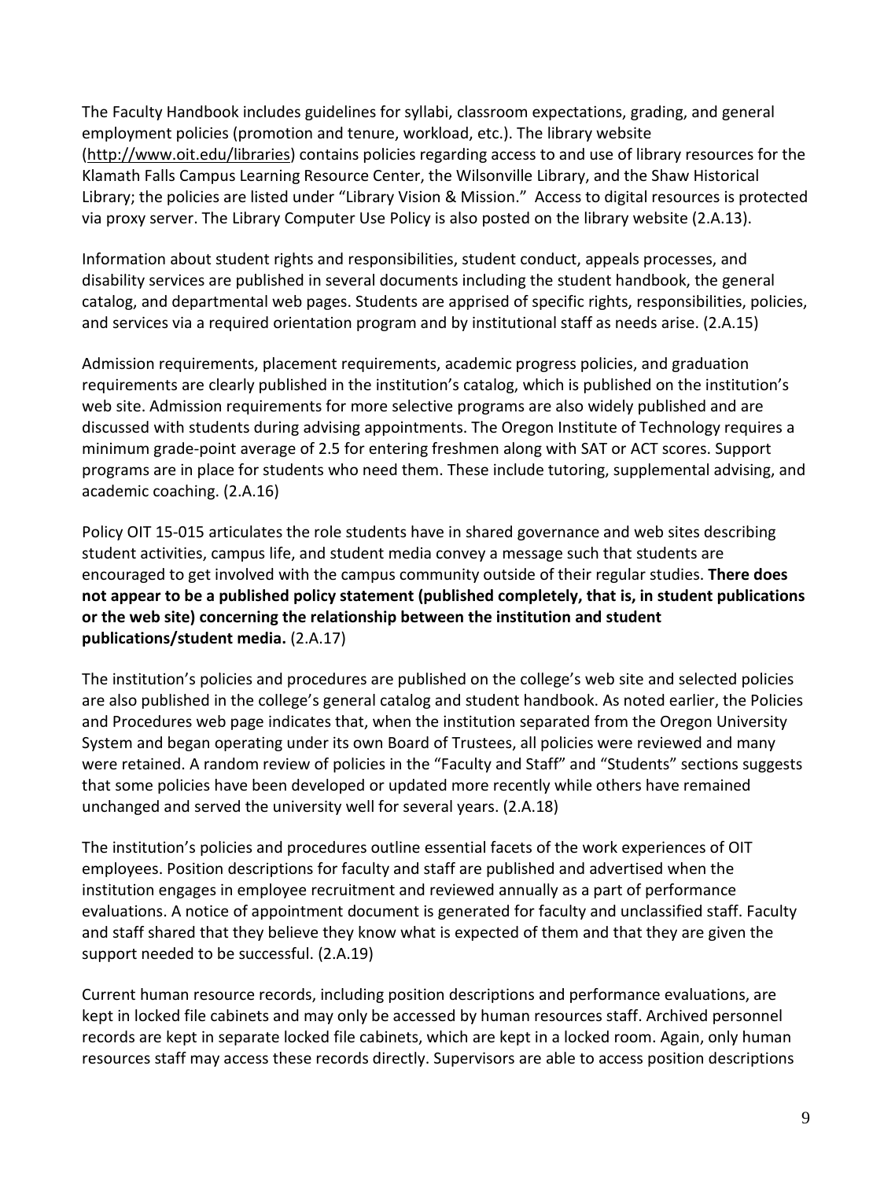The Faculty Handbook includes guidelines for syllabi, classroom expectations, grading, and general employment policies (promotion and tenure, workload, etc.). The library website (http://www.oit.edu/libraries) contains policies regarding access to and use of library resources for the Klamath Falls Campus Learning Resource Center, the Wilsonville Library, and the Shaw Historical Library; the policies are listed under "Library Vision & Mission." Access to digital resources is protected via proxy server. The Library Computer Use Policy is also posted on the library website (2.A.13).

Information about student rights and responsibilities, student conduct, appeals processes, and disability services are published in several documents including the student handbook, the general catalog, and departmental web pages. Students are apprised of specific rights, responsibilities, policies, and services via a required orientation program and by institutional staff as needs arise. (2.A.15)

Admission requirements, placement requirements, academic progress policies, and graduation requirements are clearly published in the institution's catalog, which is published on the institution's web site. Admission requirements for more selective programs are also widely published and are discussed with students during advising appointments. The Oregon Institute of Technology requires a minimum grade-point average of 2.5 for entering freshmen along with SAT or ACT scores. Support programs are in place for students who need them. These include tutoring, supplemental advising, and academic coaching. (2.A.16)

Policy OIT 15-015 articulates the role students have in shared governance and web sites describing student activities, campus life, and student media convey a message such that students are encouraged to get involved with the campus community outside of their regular studies. **There does not appear to be a published policy statement (published completely, that is, in student publications or the web site) concerning the relationship between the institution and student publications/student media.** (2.A.17)

The institution's policies and procedures are published on the college's web site and selected policies are also published in the college's general catalog and student handbook. As noted earlier, the Policies and Procedures web page indicates that, when the institution separated from the Oregon University System and began operating under its own Board of Trustees, all policies were reviewed and many were retained. A random review of policies in the "Faculty and Staff" and "Students" sections suggests that some policies have been developed or updated more recently while others have remained unchanged and served the university well for several years. (2.A.18)

The institution's policies and procedures outline essential facets of the work experiences of OIT employees. Position descriptions for faculty and staff are published and advertised when the institution engages in employee recruitment and reviewed annually as a part of performance evaluations. A notice of appointment document is generated for faculty and unclassified staff. Faculty and staff shared that they believe they know what is expected of them and that they are given the support needed to be successful. (2.A.19)

Current human resource records, including position descriptions and performance evaluations, are kept in locked file cabinets and may only be accessed by human resources staff. Archived personnel records are kept in separate locked file cabinets, which are kept in a locked room. Again, only human resources staff may access these records directly. Supervisors are able to access position descriptions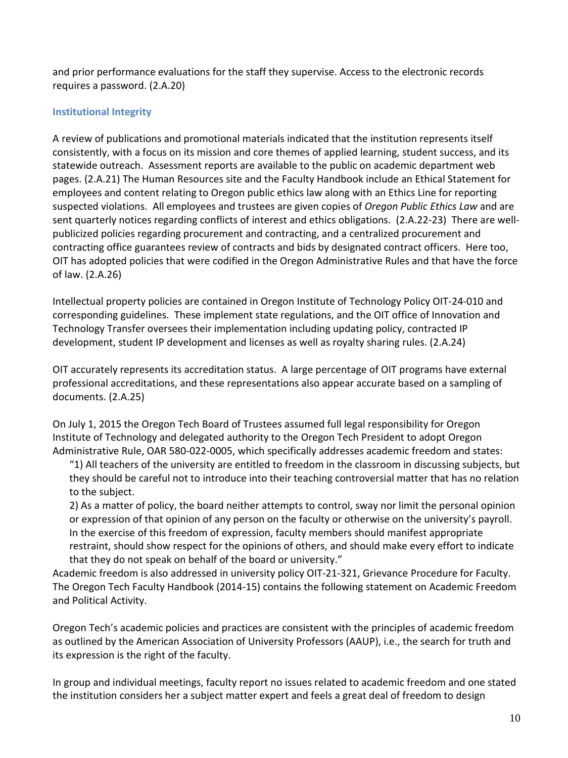and prior performance evaluations for the staff they supervise. Access to the electronic records requires a password. (2.A.20)

### Institutional Integrity

A review of publications and promotional materials indicated that the institution represents itself consistently, with a focus on its mission and core themes of applied learning, student success, and its statewide outreach. Assessment reports are available to the public on academic department web pages. (2.A.21) The Human Resources site and the Faculty Handbook include an Ethical Statement for employees and content relating to Oregon public ethics law along with an Ethics Line for reporting suspected violations. All employees and trustees are given copies of *Oregon Public Ethics Law* and are sent quarterly notices regarding conflicts of interest and ethics obligations. (2.A.22-23) There are well-publicized policies regarding procurement and contracting, and a centralized procurement and contracting office guarantees review of contracts and bids by designated contract officers. Here too, OIT has adopted policies that were codified in the Oregon Administrative Rules and that have the force of law. (2.A.26)

Intellectual property policies are contained in Oregon Institute of Technology Policy OIT-24-010 and corresponding guidelines. These implement state regulations, and the OIT office of Innovation and Technology Transfer oversees their implementation including updating policy, contracted IP development, student IP development and licenses as well as royalty sharing rules. (2.A.24)

OIT accurately represents its accreditation status. A large percentage of OIT programs have external professional accreditations, and these representations also appear accurate based on a sampling of documents. (2.A.25)

On July 1, 2015 the Oregon Tech Board of Trustees assumed full legal responsibility for Oregon Institute of Technology and delegated authority to the Oregon Tech President to adopt Oregon Administrative Rule, OAR 580-022-0005, which specifically addresses academic freedom and states:

> "1) All teachers of the university are entitled to freedom in the classroom in discussing subjects, but they should be careful not to introduce into their teaching controversial matter that has no relation to the subject.
>
> 2) As a matter of policy, the board neither attempts to control, sway nor limit the personal opinion or expression of that opinion of any person on the faculty or otherwise on the university's payroll. In the exercise of this freedom of expression, faculty members should manifest appropriate restraint, should show respect for the opinions of others, and should make every effort to indicate that they do not speak on behalf of the board or university."

Academic freedom is also addressed in university policy OIT-21-321, Grievance Procedure for Faculty. The Oregon Tech Faculty Handbook (2014-15) contains the following statement on Academic Freedom and Political Activity.

Oregon Tech's academic policies and practices are consistent with the principles of academic freedom as outlined by the American Association of University Professors (AAUP), i.e., the search for truth and its expression is the right of the faculty.

In group and individual meetings, faculty report no issues related to academic freedom and one stated the institution considers her a subject matter expert and feels a great deal of freedom to design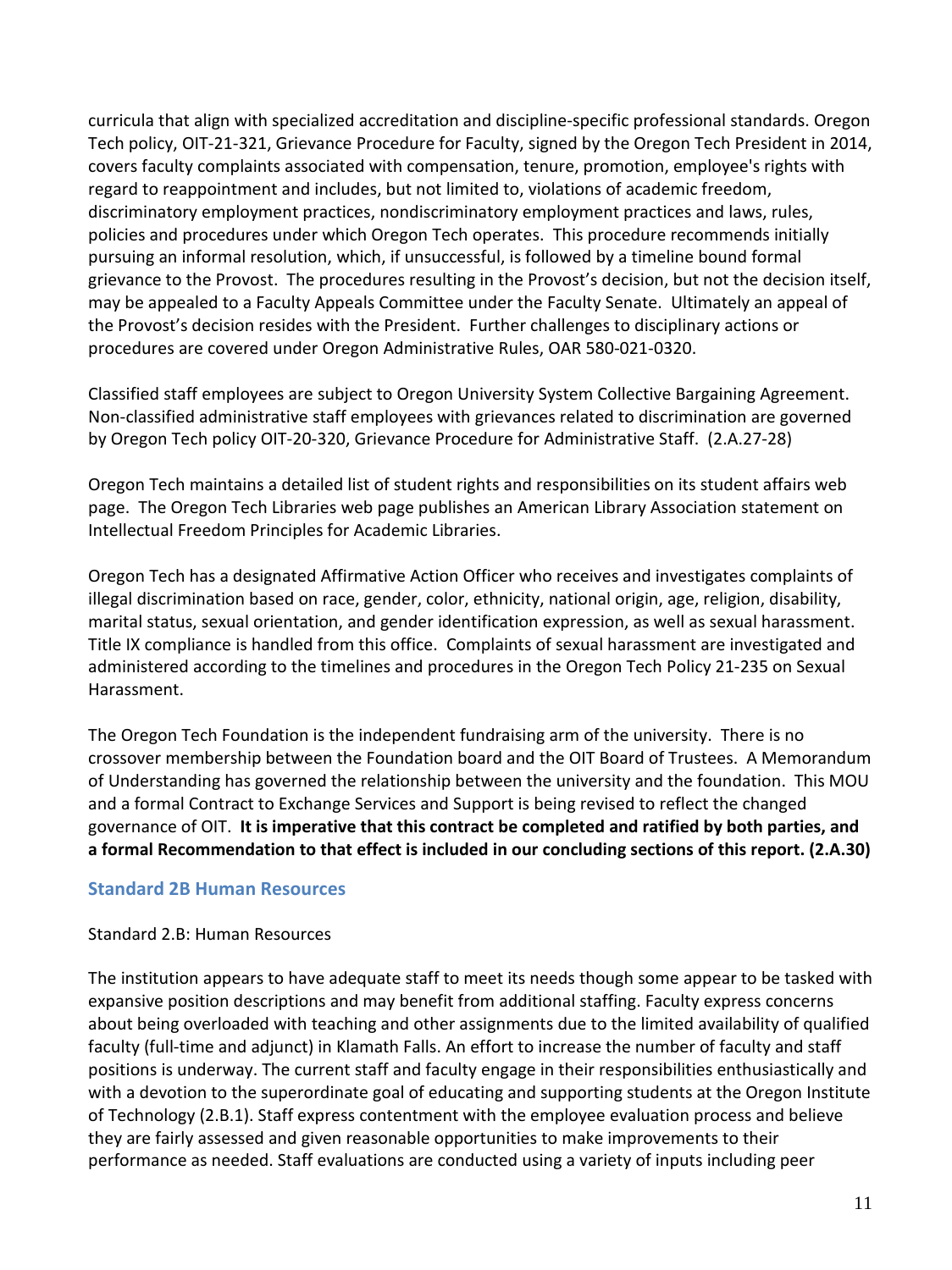curricula that align with specialized accreditation and discipline-specific professional standards. Oregon Tech policy, OIT-21-321, Grievance Procedure for Faculty, signed by the Oregon Tech President in 2014, covers faculty complaints associated with compensation, tenure, promotion, employee's rights with regard to reappointment and includes, but not limited to, violations of academic freedom, discriminatory employment practices, nondiscriminatory employment practices and laws, rules, policies and procedures under which Oregon Tech operates. This procedure recommends initially pursuing an informal resolution, which, if unsuccessful, is followed by a timeline bound formal grievance to the Provost. The procedures resulting in the Provost's decision, but not the decision itself, may be appealed to a Faculty Appeals Committee under the Faculty Senate. Ultimately an appeal of the Provost's decision resides with the President. Further challenges to disciplinary actions or procedures are covered under Oregon Administrative Rules, OAR 580-021-0320.

Classified staff employees are subject to Oregon University System Collective Bargaining Agreement. Non-classified administrative staff employees with grievances related to discrimination are governed by Oregon Tech policy OIT-20-320, Grievance Procedure for Administrative Staff. (2.A.27-28)

Oregon Tech maintains a detailed list of student rights and responsibilities on its student affairs web page. The Oregon Tech Libraries web page publishes an American Library Association statement on Intellectual Freedom Principles for Academic Libraries.

Oregon Tech has a designated Affirmative Action Officer who receives and investigates complaints of illegal discrimination based on race, gender, color, ethnicity, national origin, age, religion, disability, marital status, sexual orientation, and gender identification expression, as well as sexual harassment. Title IX compliance is handled from this office. Complaints of sexual harassment are investigated and administered according to the timelines and procedures in the Oregon Tech Policy 21-235 on Sexual Harassment.

The Oregon Tech Foundation is the independent fundraising arm of the university. There is no crossover membership between the Foundation board and the OIT Board of Trustees. A Memorandum of Understanding has governed the relationship between the university and the foundation. This MOU and a formal Contract to Exchange Services and Support is being revised to reflect the changed governance of OIT. **It is imperative that this contract be completed and ratified by both parties, and a formal Recommendation to that effect is included in our concluding sections of this report. (2.A.30)**

## Standard 2B Human Resources

Standard 2.B: Human Resources

The institution appears to have adequate staff to meet its needs though some appear to be tasked with expansive position descriptions and may benefit from additional staffing. Faculty express concerns about being overloaded with teaching and other assignments due to the limited availability of qualified faculty (full-time and adjunct) in Klamath Falls. An effort to increase the number of faculty and staff positions is underway. The current staff and faculty engage in their responsibilities enthusiastically and with a devotion to the superordinate goal of educating and supporting students at the Oregon Institute of Technology (2.B.1). Staff express contentment with the employee evaluation process and believe they are fairly assessed and given reasonable opportunities to make improvements to their performance as needed. Staff evaluations are conducted using a variety of inputs including peer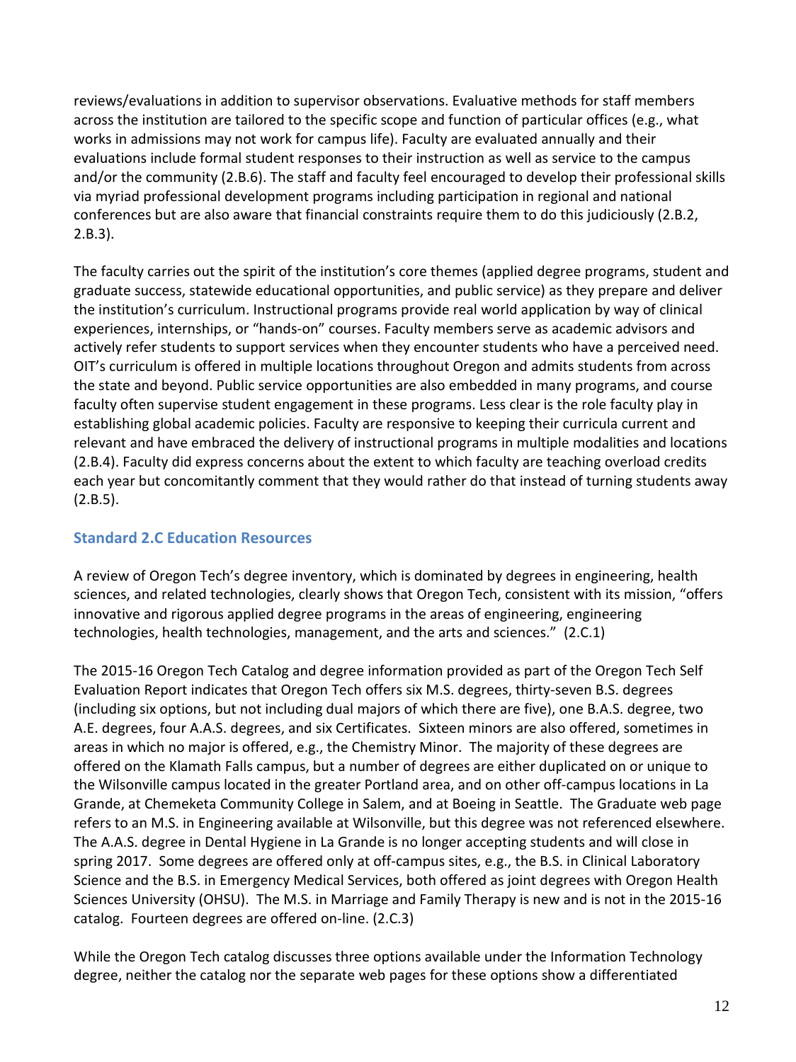reviews/evaluations in addition to supervisor observations. Evaluative methods for staff members across the institution are tailored to the specific scope and function of particular offices (e.g., what works in admissions may not work for campus life). Faculty are evaluated annually and their evaluations include formal student responses to their instruction as well as service to the campus and/or the community (2.B.6). The staff and faculty feel encouraged to develop their professional skills via myriad professional development programs including participation in regional and national conferences but are also aware that financial constraints require them to do this judiciously (2.B.2, 2.B.3).

The faculty carries out the spirit of the institution's core themes (applied degree programs, student and graduate success, statewide educational opportunities, and public service) as they prepare and deliver the institution's curriculum. Instructional programs provide real world application by way of clinical experiences, internships, or "hands-on" courses. Faculty members serve as academic advisors and actively refer students to support services when they encounter students who have a perceived need. OIT's curriculum is offered in multiple locations throughout Oregon and admits students from across the state and beyond. Public service opportunities are also embedded in many programs, and course faculty often supervise student engagement in these programs. Less clear is the role faculty play in establishing global academic policies. Faculty are responsive to keeping their curricula current and relevant and have embraced the delivery of instructional programs in multiple modalities and locations (2.B.4). Faculty did express concerns about the extent to which faculty are teaching overload credits each year but concomitantly comment that they would rather do that instead of turning students away (2.B.5).

### Standard 2.C Education Resources

A review of Oregon Tech's degree inventory, which is dominated by degrees in engineering, health sciences, and related technologies, clearly shows that Oregon Tech, consistent with its mission, "offers innovative and rigorous applied degree programs in the areas of engineering, engineering technologies, health technologies, management, and the arts and sciences." (2.C.1)

The 2015-16 Oregon Tech Catalog and degree information provided as part of the Oregon Tech Self Evaluation Report indicates that Oregon Tech offers six M.S. degrees, thirty-seven B.S. degrees (including six options, but not including dual majors of which there are five), one B.A.S. degree, two A.E. degrees, four A.A.S. degrees, and six Certificates. Sixteen minors are also offered, sometimes in areas in which no major is offered, e.g., the Chemistry Minor. The majority of these degrees are offered on the Klamath Falls campus, but a number of degrees are either duplicated on or unique to the Wilsonville campus located in the greater Portland area, and on other off-campus locations in La Grande, at Chemeketa Community College in Salem, and at Boeing in Seattle. The Graduate web page refers to an M.S. in Engineering available at Wilsonville, but this degree was not referenced elsewhere. The A.A.S. degree in Dental Hygiene in La Grande is no longer accepting students and will close in spring 2017. Some degrees are offered only at off-campus sites, e.g., the B.S. in Clinical Laboratory Science and the B.S. in Emergency Medical Services, both offered as joint degrees with Oregon Health Sciences University (OHSU). The M.S. in Marriage and Family Therapy is new and is not in the 2015-16 catalog. Fourteen degrees are offered on-line. (2.C.3)

While the Oregon Tech catalog discusses three options available under the Information Technology degree, neither the catalog nor the separate web pages for these options show a differentiated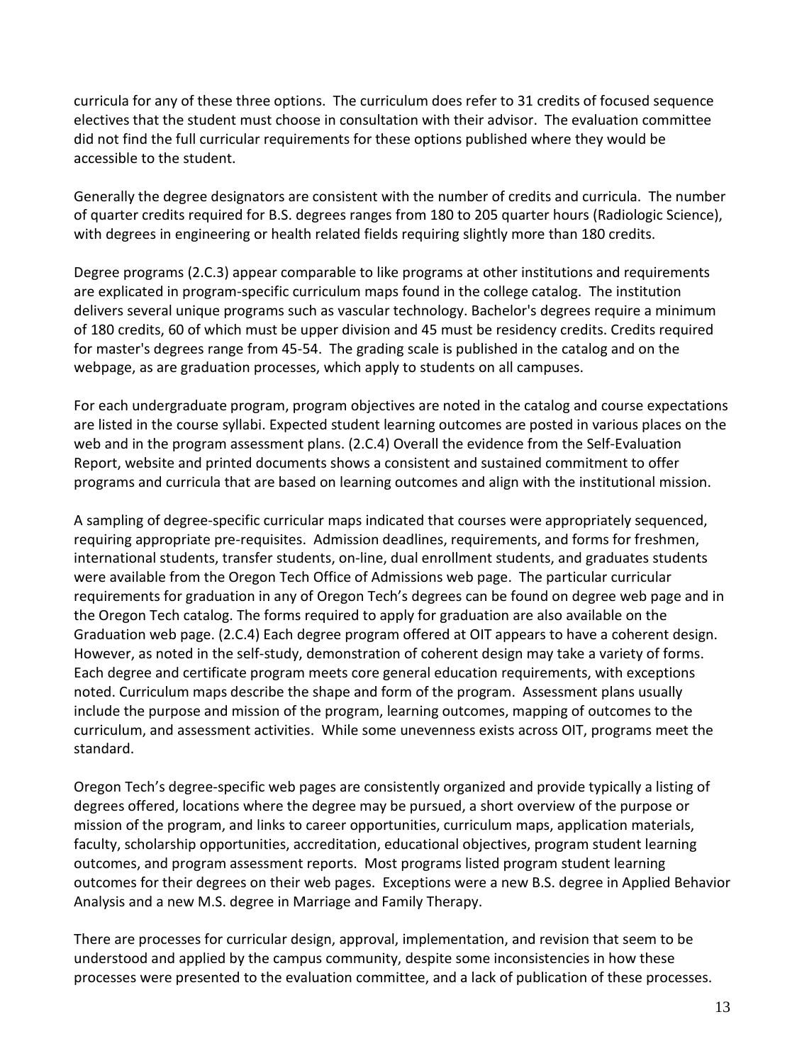curricula for any of these three options. The curriculum does refer to 31 credits of focused sequence electives that the student must choose in consultation with their advisor. The evaluation committee did not find the full curricular requirements for these options published where they would be accessible to the student.

Generally the degree designators are consistent with the number of credits and curricula. The number of quarter credits required for B.S. degrees ranges from 180 to 205 quarter hours (Radiologic Science), with degrees in engineering or health related fields requiring slightly more than 180 credits.

Degree programs (2.C.3) appear comparable to like programs at other institutions and requirements are explicated in program-specific curriculum maps found in the college catalog. The institution delivers several unique programs such as vascular technology. Bachelor's degrees require a minimum of 180 credits, 60 of which must be upper division and 45 must be residency credits. Credits required for master's degrees range from 45-54. The grading scale is published in the catalog and on the webpage, as are graduation processes, which apply to students on all campuses.

For each undergraduate program, program objectives are noted in the catalog and course expectations are listed in the course syllabi. Expected student learning outcomes are posted in various places on the web and in the program assessment plans. (2.C.4) Overall the evidence from the Self-Evaluation Report, website and printed documents shows a consistent and sustained commitment to offer programs and curricula that are based on learning outcomes and align with the institutional mission.

A sampling of degree-specific curricular maps indicated that courses were appropriately sequenced, requiring appropriate pre-requisites. Admission deadlines, requirements, and forms for freshmen, international students, transfer students, on-line, dual enrollment students, and graduates students were available from the Oregon Tech Office of Admissions web page. The particular curricular requirements for graduation in any of Oregon Tech's degrees can be found on degree web page and in the Oregon Tech catalog. The forms required to apply for graduation are also available on the Graduation web page. (2.C.4) Each degree program offered at OIT appears to have a coherent design. However, as noted in the self-study, demonstration of coherent design may take a variety of forms. Each degree and certificate program meets core general education requirements, with exceptions noted. Curriculum maps describe the shape and form of the program. Assessment plans usually include the purpose and mission of the program, learning outcomes, mapping of outcomes to the curriculum, and assessment activities. While some unevenness exists across OIT, programs meet the standard.

Oregon Tech's degree-specific web pages are consistently organized and provide typically a listing of degrees offered, locations where the degree may be pursued, a short overview of the purpose or mission of the program, and links to career opportunities, curriculum maps, application materials, faculty, scholarship opportunities, accreditation, educational objectives, program student learning outcomes, and program assessment reports. Most programs listed program student learning outcomes for their degrees on their web pages. Exceptions were a new B.S. degree in Applied Behavior Analysis and a new M.S. degree in Marriage and Family Therapy.

There are processes for curricular design, approval, implementation, and revision that seem to be understood and applied by the campus community, despite some inconsistencies in how these processes were presented to the evaluation committee, and a lack of publication of these processes.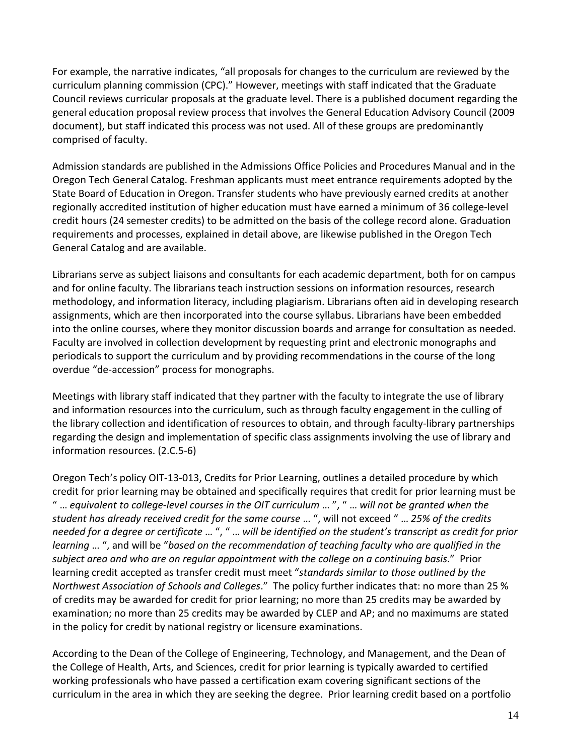For example, the narrative indicates, "all proposals for changes to the curriculum are reviewed by the curriculum planning commission (CPC)." However, meetings with staff indicated that the Graduate Council reviews curricular proposals at the graduate level. There is a published document regarding the general education proposal review process that involves the General Education Advisory Council (2009 document), but staff indicated this process was not used. All of these groups are predominantly comprised of faculty.

Admission standards are published in the Admissions Office Policies and Procedures Manual and in the Oregon Tech General Catalog. Freshman applicants must meet entrance requirements adopted by the State Board of Education in Oregon. Transfer students who have previously earned credits at another regionally accredited institution of higher education must have earned a minimum of 36 college-level credit hours (24 semester credits) to be admitted on the basis of the college record alone. Graduation requirements and processes, explained in detail above, are likewise published in the Oregon Tech General Catalog and are available.

Librarians serve as subject liaisons and consultants for each academic department, both for on campus and for online faculty. The librarians teach instruction sessions on information resources, research methodology, and information literacy, including plagiarism. Librarians often aid in developing research assignments, which are then incorporated into the course syllabus. Librarians have been embedded into the online courses, where they monitor discussion boards and arrange for consultation as needed. Faculty are involved in collection development by requesting print and electronic monographs and periodicals to support the curriculum and by providing recommendations in the course of the long overdue "de-accession" process for monographs.

Meetings with library staff indicated that they partner with the faculty to integrate the use of library and information resources into the curriculum, such as through faculty engagement in the culling of the library collection and identification of resources to obtain, and through faculty-library partnerships regarding the design and implementation of specific class assignments involving the use of library and information resources. (2.C.5-6)

Oregon Tech's policy OIT-13-013, Credits for Prior Learning, outlines a detailed procedure by which credit for prior learning may be obtained and specifically requires that credit for prior learning must be " … *equivalent to college-level courses in the OIT curriculum* … ", " … *will not be granted when the student has already received credit for the same course* … ", will not exceed " … *25% of the credits needed for a degree or certificate* … ", " … *will be identified on the student's transcript as credit for prior learning* … ", and will be "*based on the recommendation of teaching faculty who are qualified in the subject area and who are on regular appointment with the college on a continuing basis*." Prior learning credit accepted as transfer credit must meet "*standards similar to those outlined by the Northwest Association of Schools and Colleges*." The policy further indicates that: no more than 25 % of credits may be awarded for credit for prior learning; no more than 25 credits may be awarded by examination; no more than 25 credits may be awarded by CLEP and AP; and no maximums are stated in the policy for credit by national registry or licensure examinations.

According to the Dean of the College of Engineering, Technology, and Management, and the Dean of the College of Health, Arts, and Sciences, credit for prior learning is typically awarded to certified working professionals who have passed a certification exam covering significant sections of the curriculum in the area in which they are seeking the degree. Prior learning credit based on a portfolio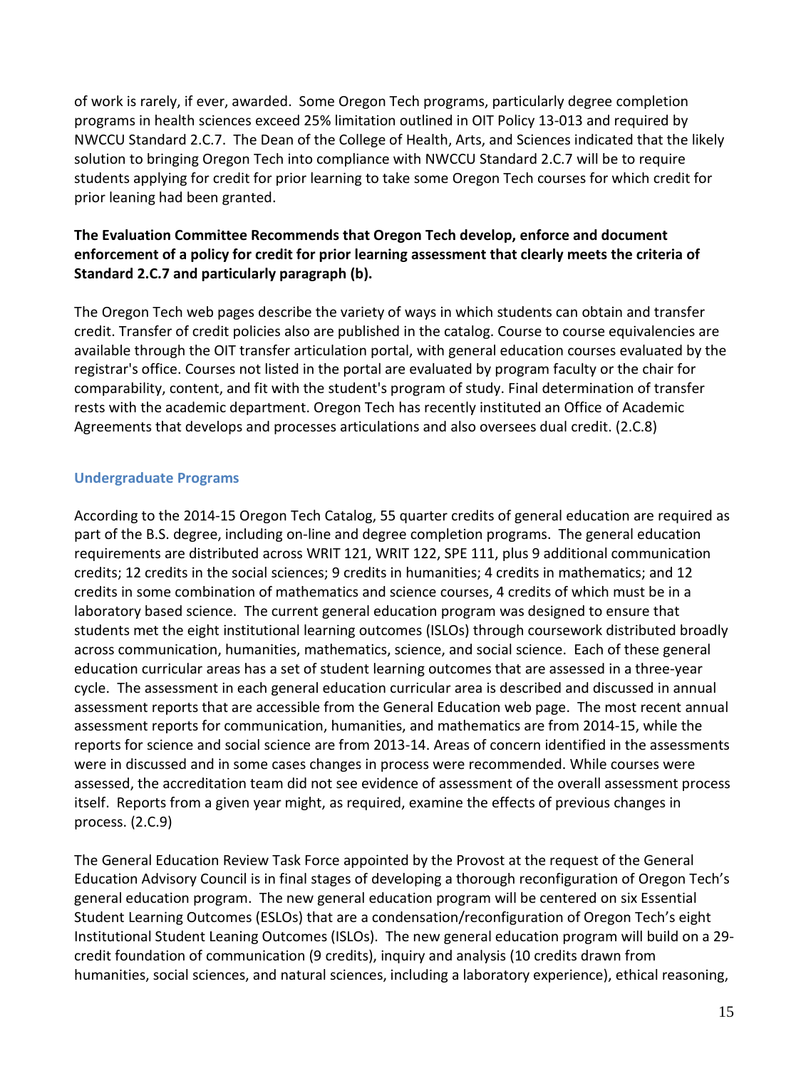of work is rarely, if ever, awarded. Some Oregon Tech programs, particularly degree completion programs in health sciences exceed 25% limitation outlined in OIT Policy 13-013 and required by NWCCU Standard 2.C.7. The Dean of the College of Health, Arts, and Sciences indicated that the likely solution to bringing Oregon Tech into compliance with NWCCU Standard 2.C.7 will be to require students applying for credit for prior learning to take some Oregon Tech courses for which credit for prior leaning had been granted.

**The Evaluation Committee Recommends that Oregon Tech develop, enforce and document enforcement of a policy for credit for prior learning assessment that clearly meets the criteria of Standard 2.C.7 and particularly paragraph (b).**

The Oregon Tech web pages describe the variety of ways in which students can obtain and transfer credit. Transfer of credit policies also are published in the catalog. Course to course equivalencies are available through the OIT transfer articulation portal, with general education courses evaluated by the registrar's office. Courses not listed in the portal are evaluated by program faculty or the chair for comparability, content, and fit with the student's program of study. Final determination of transfer rests with the academic department. Oregon Tech has recently instituted an Office of Academic Agreements that develops and processes articulations and also oversees dual credit. (2.C.8)

### Undergraduate Programs

According to the 2014-15 Oregon Tech Catalog, 55 quarter credits of general education are required as part of the B.S. degree, including on-line and degree completion programs. The general education requirements are distributed across WRIT 121, WRIT 122, SPE 111, plus 9 additional communication credits; 12 credits in the social sciences; 9 credits in humanities; 4 credits in mathematics; and 12 credits in some combination of mathematics and science courses, 4 credits of which must be in a laboratory based science. The current general education program was designed to ensure that students met the eight institutional learning outcomes (ISLOs) through coursework distributed broadly across communication, humanities, mathematics, science, and social science. Each of these general education curricular areas has a set of student learning outcomes that are assessed in a three-year cycle. The assessment in each general education curricular area is described and discussed in annual assessment reports that are accessible from the General Education web page. The most recent annual assessment reports for communication, humanities, and mathematics are from 2014-15, while the reports for science and social science are from 2013-14. Areas of concern identified in the assessments were in discussed and in some cases changes in process were recommended. While courses were assessed, the accreditation team did not see evidence of assessment of the overall assessment process itself. Reports from a given year might, as required, examine the effects of previous changes in process. (2.C.9)

The General Education Review Task Force appointed by the Provost at the request of the General Education Advisory Council is in final stages of developing a thorough reconfiguration of Oregon Tech's general education program. The new general education program will be centered on six Essential Student Learning Outcomes (ESLOs) that are a condensation/reconfiguration of Oregon Tech's eight Institutional Student Leaning Outcomes (ISLOs). The new general education program will build on a 29-credit foundation of communication (9 credits), inquiry and analysis (10 credits drawn from humanities, social sciences, and natural sciences, including a laboratory experience), ethical reasoning,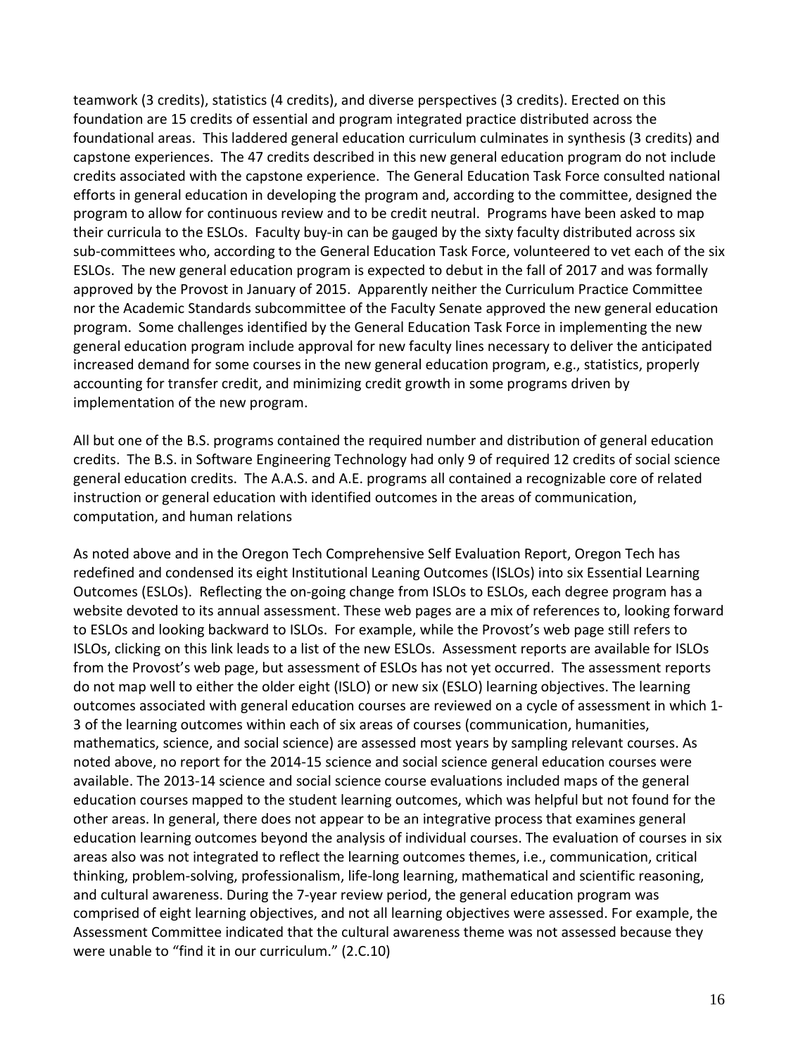teamwork (3 credits), statistics (4 credits), and diverse perspectives (3 credits). Erected on this foundation are 15 credits of essential and program integrated practice distributed across the foundational areas. This laddered general education curriculum culminates in synthesis (3 credits) and capstone experiences. The 47 credits described in this new general education program do not include credits associated with the capstone experience. The General Education Task Force consulted national efforts in general education in developing the program and, according to the committee, designed the program to allow for continuous review and to be credit neutral. Programs have been asked to map their curricula to the ESLOs. Faculty buy-in can be gauged by the sixty faculty distributed across six sub-committees who, according to the General Education Task Force, volunteered to vet each of the six ESLOs. The new general education program is expected to debut in the fall of 2017 and was formally approved by the Provost in January of 2015. Apparently neither the Curriculum Practice Committee nor the Academic Standards subcommittee of the Faculty Senate approved the new general education program. Some challenges identified by the General Education Task Force in implementing the new general education program include approval for new faculty lines necessary to deliver the anticipated increased demand for some courses in the new general education program, e.g., statistics, properly accounting for transfer credit, and minimizing credit growth in some programs driven by implementation of the new program.

All but one of the B.S. programs contained the required number and distribution of general education credits. The B.S. in Software Engineering Technology had only 9 of required 12 credits of social science general education credits. The A.A.S. and A.E. programs all contained a recognizable core of related instruction or general education with identified outcomes in the areas of communication, computation, and human relations

As noted above and in the Oregon Tech Comprehensive Self Evaluation Report, Oregon Tech has redefined and condensed its eight Institutional Leaning Outcomes (ISLOs) into six Essential Learning Outcomes (ESLOs). Reflecting the on-going change from ISLOs to ESLOs, each degree program has a website devoted to its annual assessment. These web pages are a mix of references to, looking forward to ESLOs and looking backward to ISLOs. For example, while the Provost's web page still refers to ISLOs, clicking on this link leads to a list of the new ESLOs. Assessment reports are available for ISLOs from the Provost's web page, but assessment of ESLOs has not yet occurred. The assessment reports do not map well to either the older eight (ISLO) or new six (ESLO) learning objectives. The learning outcomes associated with general education courses are reviewed on a cycle of assessment in which 1-3 of the learning outcomes within each of six areas of courses (communication, humanities, mathematics, science, and social science) are assessed most years by sampling relevant courses. As noted above, no report for the 2014-15 science and social science general education courses were available. The 2013-14 science and social science course evaluations included maps of the general education courses mapped to the student learning outcomes, which was helpful but not found for the other areas. In general, there does not appear to be an integrative process that examines general education learning outcomes beyond the analysis of individual courses. The evaluation of courses in six areas also was not integrated to reflect the learning outcomes themes, i.e., communication, critical thinking, problem-solving, professionalism, life-long learning, mathematical and scientific reasoning, and cultural awareness. During the 7-year review period, the general education program was comprised of eight learning objectives, and not all learning objectives were assessed. For example, the Assessment Committee indicated that the cultural awareness theme was not assessed because they were unable to "find it in our curriculum." (2.C.10)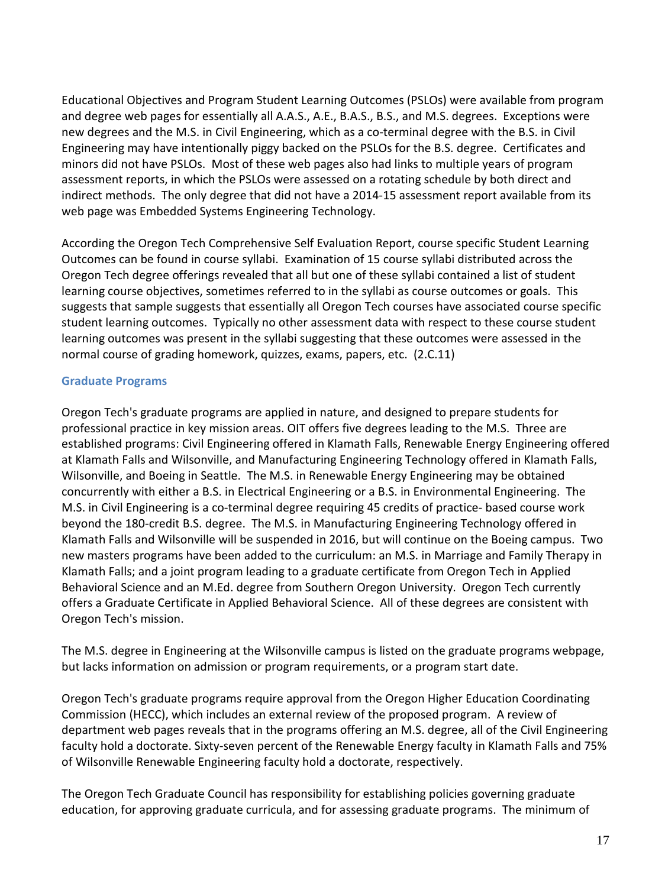Educational Objectives and Program Student Learning Outcomes (PSLOs) were available from program and degree web pages for essentially all A.A.S., A.E., B.A.S., B.S., and M.S. degrees. Exceptions were new degrees and the M.S. in Civil Engineering, which as a co-terminal degree with the B.S. in Civil Engineering may have intentionally piggy backed on the PSLOs for the B.S. degree. Certificates and minors did not have PSLOs. Most of these web pages also had links to multiple years of program assessment reports, in which the PSLOs were assessed on a rotating schedule by both direct and indirect methods. The only degree that did not have a 2014-15 assessment report available from its web page was Embedded Systems Engineering Technology.

According the Oregon Tech Comprehensive Self Evaluation Report, course specific Student Learning Outcomes can be found in course syllabi. Examination of 15 course syllabi distributed across the Oregon Tech degree offerings revealed that all but one of these syllabi contained a list of student learning course objectives, sometimes referred to in the syllabi as course outcomes or goals. This suggests that sample suggests that essentially all Oregon Tech courses have associated course specific student learning outcomes. Typically no other assessment data with respect to these course student learning outcomes was present in the syllabi suggesting that these outcomes were assessed in the normal course of grading homework, quizzes, exams, papers, etc. (2.C.11)

### Graduate Programs

Oregon Tech's graduate programs are applied in nature, and designed to prepare students for professional practice in key mission areas. OIT offers five degrees leading to the M.S. Three are established programs: Civil Engineering offered in Klamath Falls, Renewable Energy Engineering offered at Klamath Falls and Wilsonville, and Manufacturing Engineering Technology offered in Klamath Falls, Wilsonville, and Boeing in Seattle. The M.S. in Renewable Energy Engineering may be obtained concurrently with either a B.S. in Electrical Engineering or a B.S. in Environmental Engineering. The M.S. in Civil Engineering is a co-terminal degree requiring 45 credits of practice- based course work beyond the 180-credit B.S. degree. The M.S. in Manufacturing Engineering Technology offered in Klamath Falls and Wilsonville will be suspended in 2016, but will continue on the Boeing campus. Two new masters programs have been added to the curriculum: an M.S. in Marriage and Family Therapy in Klamath Falls; and a joint program leading to a graduate certificate from Oregon Tech in Applied Behavioral Science and an M.Ed. degree from Southern Oregon University. Oregon Tech currently offers a Graduate Certificate in Applied Behavioral Science. All of these degrees are consistent with Oregon Tech's mission.

The M.S. degree in Engineering at the Wilsonville campus is listed on the graduate programs webpage, but lacks information on admission or program requirements, or a program start date.

Oregon Tech's graduate programs require approval from the Oregon Higher Education Coordinating Commission (HECC), which includes an external review of the proposed program. A review of department web pages reveals that in the programs offering an M.S. degree, all of the Civil Engineering faculty hold a doctorate. Sixty-seven percent of the Renewable Energy faculty in Klamath Falls and 75% of Wilsonville Renewable Engineering faculty hold a doctorate, respectively.

The Oregon Tech Graduate Council has responsibility for establishing policies governing graduate education, for approving graduate curricula, and for assessing graduate programs. The minimum of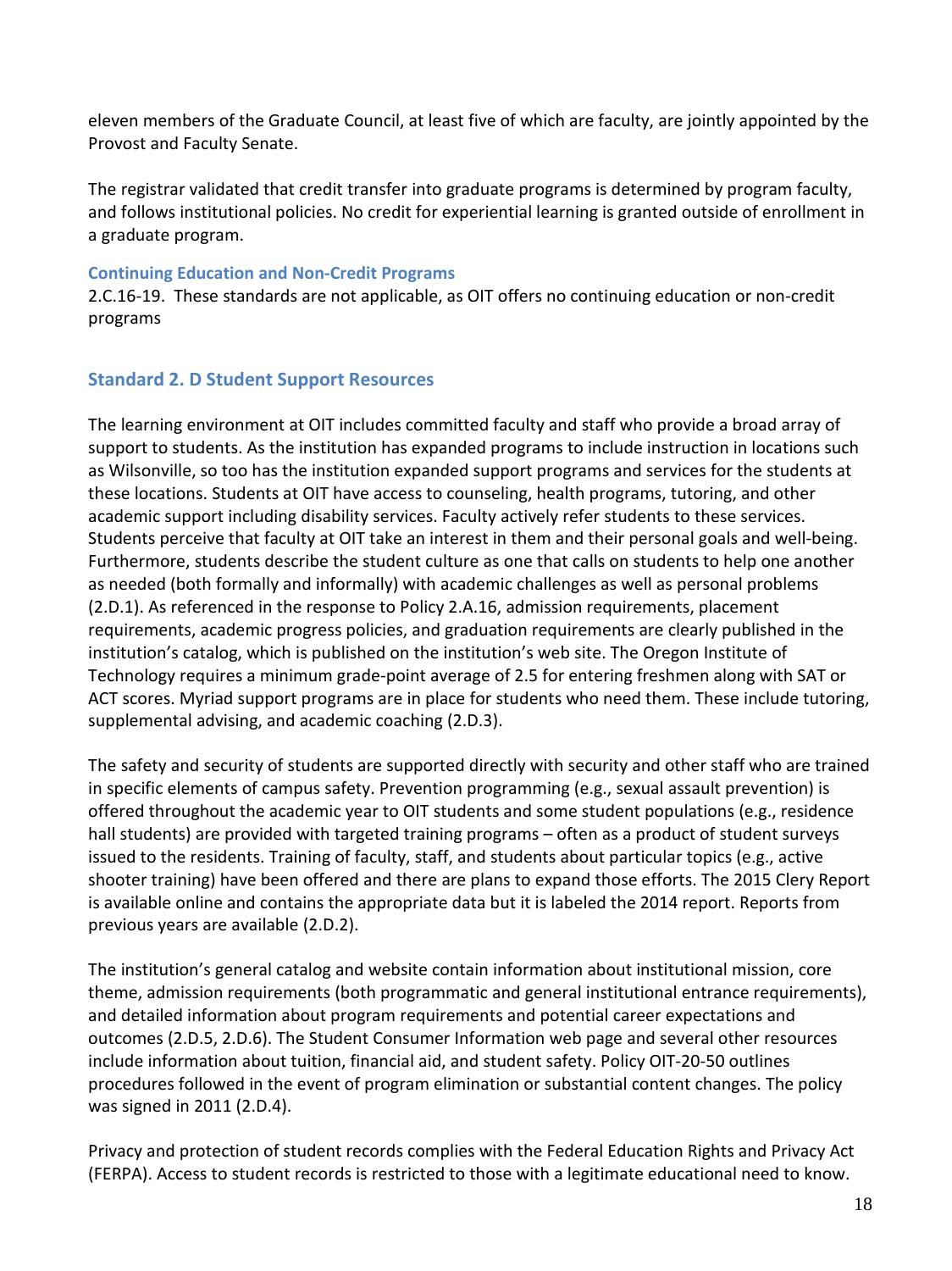eleven members of the Graduate Council, at least five of which are faculty, are jointly appointed by the Provost and Faculty Senate.

The registrar validated that credit transfer into graduate programs is determined by program faculty, and follows institutional policies. No credit for experiential learning is granted outside of enrollment in a graduate program.

### Continuing Education and Non-Credit Programs

2.C.16-19. These standards are not applicable, as OIT offers no continuing education or non-credit programs

## Standard 2. D Student Support Resources

The learning environment at OIT includes committed faculty and staff who provide a broad array of support to students. As the institution has expanded programs to include instruction in locations such as Wilsonville, so too has the institution expanded support programs and services for the students at these locations. Students at OIT have access to counseling, health programs, tutoring, and other academic support including disability services. Faculty actively refer students to these services. Students perceive that faculty at OIT take an interest in them and their personal goals and well-being. Furthermore, students describe the student culture as one that calls on students to help one another as needed (both formally and informally) with academic challenges as well as personal problems (2.D.1). As referenced in the response to Policy 2.A.16, admission requirements, placement requirements, academic progress policies, and graduation requirements are clearly published in the institution's catalog, which is published on the institution's web site. The Oregon Institute of Technology requires a minimum grade-point average of 2.5 for entering freshmen along with SAT or ACT scores. Myriad support programs are in place for students who need them. These include tutoring, supplemental advising, and academic coaching (2.D.3).

The safety and security of students are supported directly with security and other staff who are trained in specific elements of campus safety. Prevention programming (e.g., sexual assault prevention) is offered throughout the academic year to OIT students and some student populations (e.g., residence hall students) are provided with targeted training programs – often as a product of student surveys issued to the residents. Training of faculty, staff, and students about particular topics (e.g., active shooter training) have been offered and there are plans to expand those efforts. The 2015 Clery Report is available online and contains the appropriate data but it is labeled the 2014 report. Reports from previous years are available (2.D.2).

The institution's general catalog and website contain information about institutional mission, core theme, admission requirements (both programmatic and general institutional entrance requirements), and detailed information about program requirements and potential career expectations and outcomes (2.D.5, 2.D.6). The Student Consumer Information web page and several other resources include information about tuition, financial aid, and student safety. Policy OIT-20-50 outlines procedures followed in the event of program elimination or substantial content changes. The policy was signed in 2011 (2.D.4).

Privacy and protection of student records complies with the Federal Education Rights and Privacy Act (FERPA). Access to student records is restricted to those with a legitimate educational need to know.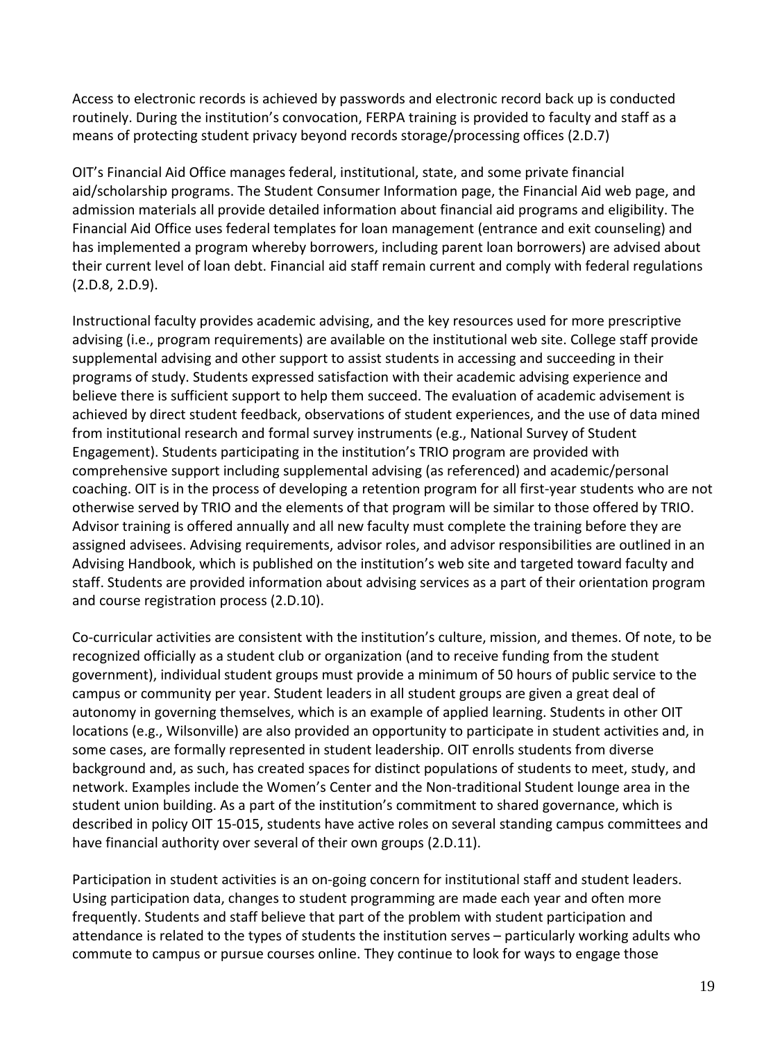Access to electronic records is achieved by passwords and electronic record back up is conducted routinely. During the institution's convocation, FERPA training is provided to faculty and staff as a means of protecting student privacy beyond records storage/processing offices (2.D.7)

OIT's Financial Aid Office manages federal, institutional, state, and some private financial aid/scholarship programs. The Student Consumer Information page, the Financial Aid web page, and admission materials all provide detailed information about financial aid programs and eligibility. The Financial Aid Office uses federal templates for loan management (entrance and exit counseling) and has implemented a program whereby borrowers, including parent loan borrowers) are advised about their current level of loan debt. Financial aid staff remain current and comply with federal regulations (2.D.8, 2.D.9).

Instructional faculty provides academic advising, and the key resources used for more prescriptive advising (i.e., program requirements) are available on the institutional web site. College staff provide supplemental advising and other support to assist students in accessing and succeeding in their programs of study. Students expressed satisfaction with their academic advising experience and believe there is sufficient support to help them succeed. The evaluation of academic advisement is achieved by direct student feedback, observations of student experiences, and the use of data mined from institutional research and formal survey instruments (e.g., National Survey of Student Engagement). Students participating in the institution's TRIO program are provided with comprehensive support including supplemental advising (as referenced) and academic/personal coaching. OIT is in the process of developing a retention program for all first-year students who are not otherwise served by TRIO and the elements of that program will be similar to those offered by TRIO. Advisor training is offered annually and all new faculty must complete the training before they are assigned advisees. Advising requirements, advisor roles, and advisor responsibilities are outlined in an Advising Handbook, which is published on the institution's web site and targeted toward faculty and staff. Students are provided information about advising services as a part of their orientation program and course registration process (2.D.10).

Co-curricular activities are consistent with the institution's culture, mission, and themes. Of note, to be recognized officially as a student club or organization (and to receive funding from the student government), individual student groups must provide a minimum of 50 hours of public service to the campus or community per year. Student leaders in all student groups are given a great deal of autonomy in governing themselves, which is an example of applied learning. Students in other OIT locations (e.g., Wilsonville) are also provided an opportunity to participate in student activities and, in some cases, are formally represented in student leadership. OIT enrolls students from diverse background and, as such, has created spaces for distinct populations of students to meet, study, and network. Examples include the Women's Center and the Non-traditional Student lounge area in the student union building. As a part of the institution's commitment to shared governance, which is described in policy OIT 15-015, students have active roles on several standing campus committees and have financial authority over several of their own groups (2.D.11).

Participation in student activities is an on-going concern for institutional staff and student leaders. Using participation data, changes to student programming are made each year and often more frequently. Students and staff believe that part of the problem with student participation and attendance is related to the types of students the institution serves – particularly working adults who commute to campus or pursue courses online. They continue to look for ways to engage those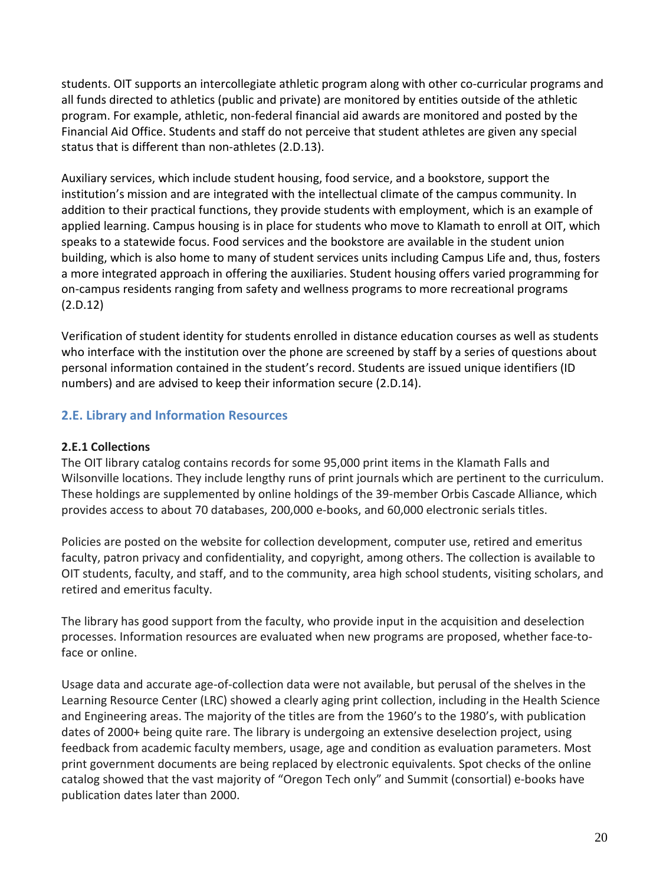students. OIT supports an intercollegiate athletic program along with other co-curricular programs and all funds directed to athletics (public and private) are monitored by entities outside of the athletic program. For example, athletic, non-federal financial aid awards are monitored and posted by the Financial Aid Office. Students and staff do not perceive that student athletes are given any special status that is different than non-athletes (2.D.13).

Auxiliary services, which include student housing, food service, and a bookstore, support the institution's mission and are integrated with the intellectual climate of the campus community. In addition to their practical functions, they provide students with employment, which is an example of applied learning. Campus housing is in place for students who move to Klamath to enroll at OIT, which speaks to a statewide focus. Food services and the bookstore are available in the student union building, which is also home to many of student services units including Campus Life and, thus, fosters a more integrated approach in offering the auxiliaries. Student housing offers varied programming for on-campus residents ranging from safety and wellness programs to more recreational programs (2.D.12)

Verification of student identity for students enrolled in distance education courses as well as students who interface with the institution over the phone are screened by staff by a series of questions about personal information contained in the student's record. Students are issued unique identifiers (ID numbers) and are advised to keep their information secure (2.D.14).

## 2.E. Library and Information Resources

**2.E.1 Collections**

The OIT library catalog contains records for some 95,000 print items in the Klamath Falls and Wilsonville locations. They include lengthy runs of print journals which are pertinent to the curriculum. These holdings are supplemented by online holdings of the 39-member Orbis Cascade Alliance, which provides access to about 70 databases, 200,000 e-books, and 60,000 electronic serials titles.

Policies are posted on the website for collection development, computer use, retired and emeritus faculty, patron privacy and confidentiality, and copyright, among others. The collection is available to OIT students, faculty, and staff, and to the community, area high school students, visiting scholars, and retired and emeritus faculty.

The library has good support from the faculty, who provide input in the acquisition and deselection processes. Information resources are evaluated when new programs are proposed, whether face-to-face or online.

Usage data and accurate age-of-collection data were not available, but perusal of the shelves in the Learning Resource Center (LRC) showed a clearly aging print collection, including in the Health Science and Engineering areas. The majority of the titles are from the 1960's to the 1980's, with publication dates of 2000+ being quite rare. The library is undergoing an extensive deselection project, using feedback from academic faculty members, usage, age and condition as evaluation parameters. Most print government documents are being replaced by electronic equivalents. Spot checks of the online catalog showed that the vast majority of "Oregon Tech only" and Summit (consortial) e-books have publication dates later than 2000.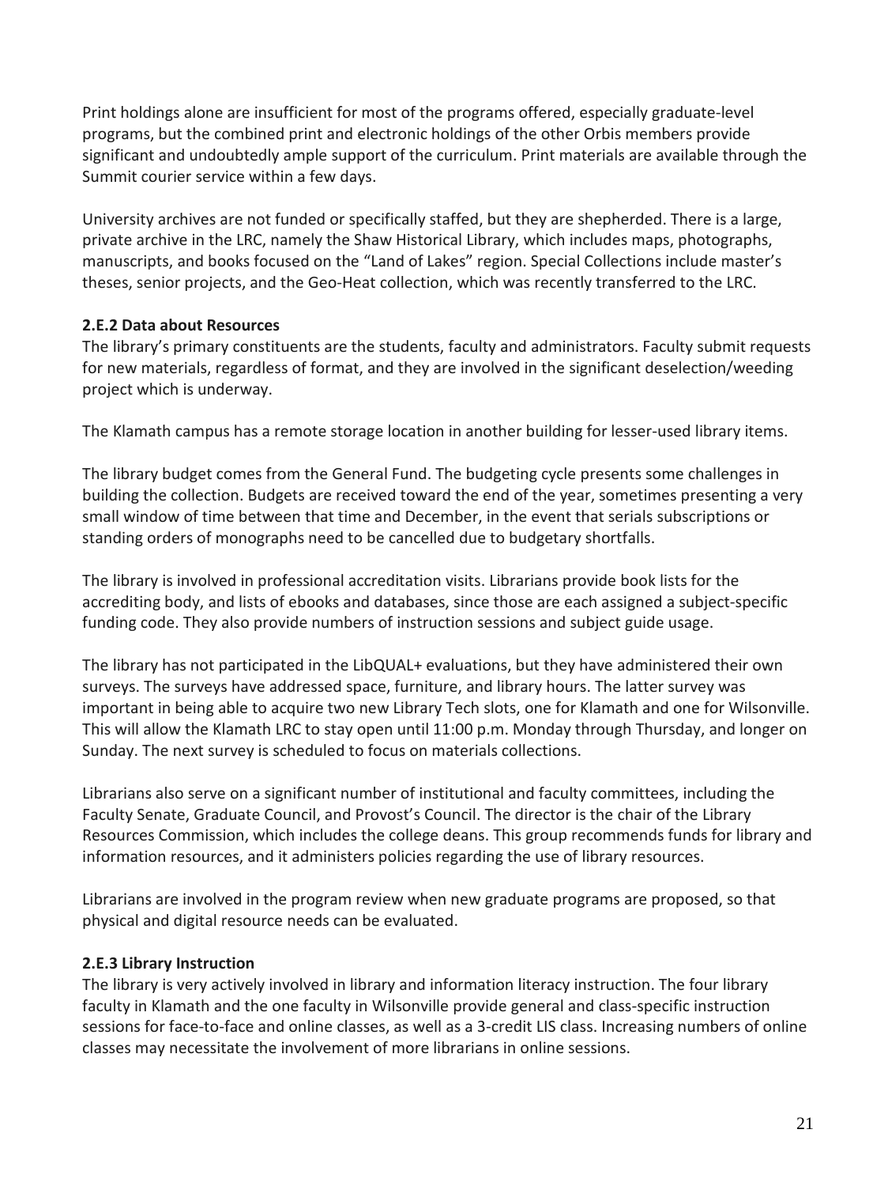Print holdings alone are insufficient for most of the programs offered, especially graduate-level programs, but the combined print and electronic holdings of the other Orbis members provide significant and undoubtedly ample support of the curriculum. Print materials are available through the Summit courier service within a few days.

University archives are not funded or specifically staffed, but they are shepherded. There is a large, private archive in the LRC, namely the Shaw Historical Library, which includes maps, photographs, manuscripts, and books focused on the "Land of Lakes" region. Special Collections include master's theses, senior projects, and the Geo-Heat collection, which was recently transferred to the LRC.

### 2.E.2 Data about Resources

The library's primary constituents are the students, faculty and administrators. Faculty submit requests for new materials, regardless of format, and they are involved in the significant deselection/weeding project which is underway.

The Klamath campus has a remote storage location in another building for lesser-used library items.

The library budget comes from the General Fund. The budgeting cycle presents some challenges in building the collection. Budgets are received toward the end of the year, sometimes presenting a very small window of time between that time and December, in the event that serials subscriptions or standing orders of monographs need to be cancelled due to budgetary shortfalls.

The library is involved in professional accreditation visits. Librarians provide book lists for the accrediting body, and lists of ebooks and databases, since those are each assigned a subject-specific funding code. They also provide numbers of instruction sessions and subject guide usage.

The library has not participated in the LibQUAL+ evaluations, but they have administered their own surveys. The surveys have addressed space, furniture, and library hours. The latter survey was important in being able to acquire two new Library Tech slots, one for Klamath and one for Wilsonville. This will allow the Klamath LRC to stay open until 11:00 p.m. Monday through Thursday, and longer on Sunday. The next survey is scheduled to focus on materials collections.

Librarians also serve on a significant number of institutional and faculty committees, including the Faculty Senate, Graduate Council, and Provost's Council. The director is the chair of the Library Resources Commission, which includes the college deans. This group recommends funds for library and information resources, and it administers policies regarding the use of library resources.

Librarians are involved in the program review when new graduate programs are proposed, so that physical and digital resource needs can be evaluated.

### 2.E.3 Library Instruction

The library is very actively involved in library and information literacy instruction. The four library faculty in Klamath and the one faculty in Wilsonville provide general and class-specific instruction sessions for face-to-face and online classes, as well as a 3-credit LIS class. Increasing numbers of online classes may necessitate the involvement of more librarians in online sessions.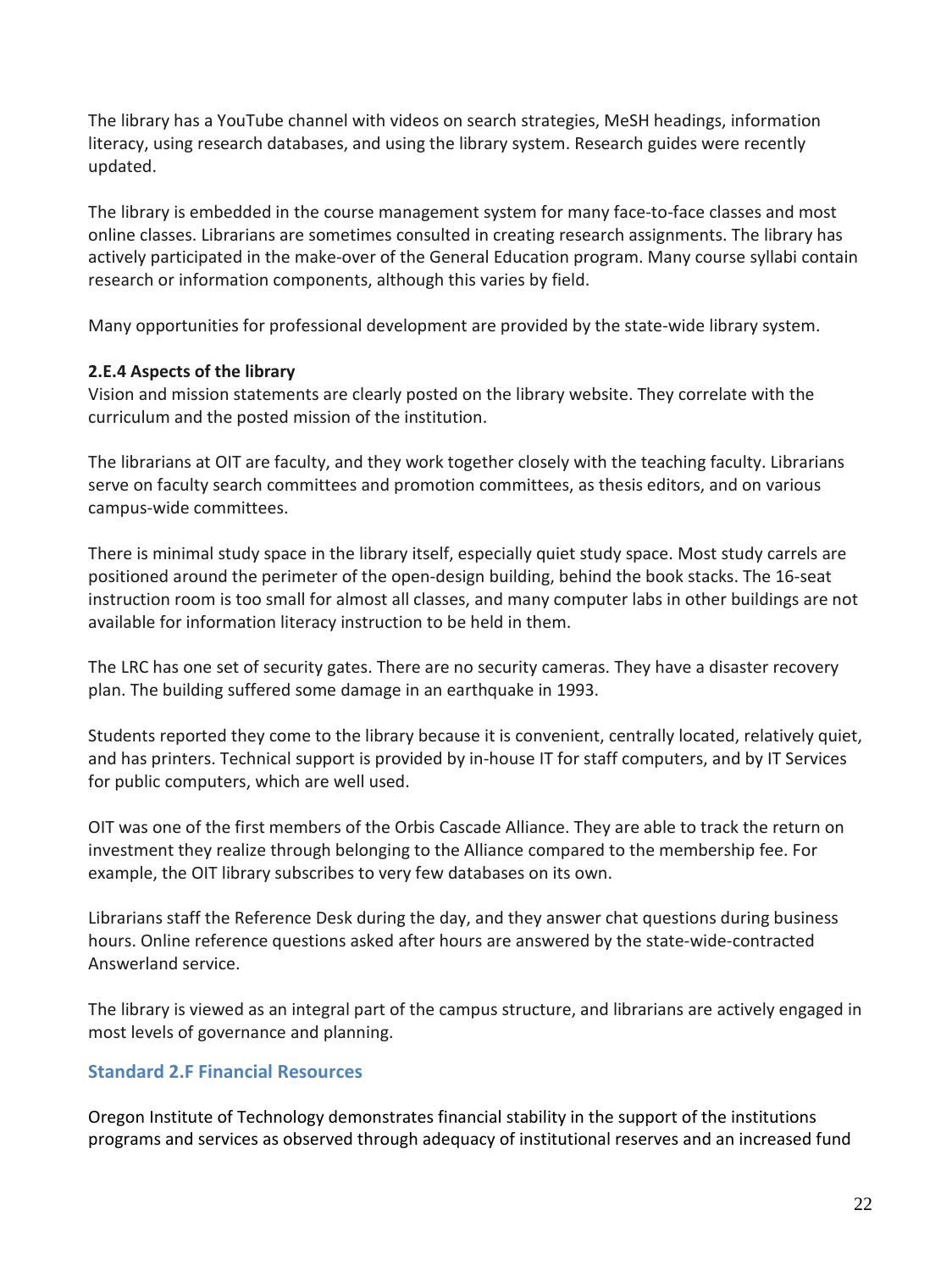The library has a YouTube channel with videos on search strategies, MeSH headings, information literacy, using research databases, and using the library system. Research guides were recently updated.

The library is embedded in the course management system for many face-to-face classes and most online classes. Librarians are sometimes consulted in creating research assignments. The library has actively participated in the make-over of the General Education program. Many course syllabi contain research or information components, although this varies by field.

Many opportunities for professional development are provided by the state-wide library system.

**2.E.4 Aspects of the library**
Vision and mission statements are clearly posted on the library website. They correlate with the curriculum and the posted mission of the institution.

The librarians at OIT are faculty, and they work together closely with the teaching faculty. Librarians serve on faculty search committees and promotion committees, as thesis editors, and on various campus-wide committees.

There is minimal study space in the library itself, especially quiet study space. Most study carrels are positioned around the perimeter of the open-design building, behind the book stacks. The 16-seat instruction room is too small for almost all classes, and many computer labs in other buildings are not available for information literacy instruction to be held in them.

The LRC has one set of security gates. There are no security cameras. They have a disaster recovery plan. The building suffered some damage in an earthquake in 1993.

Students reported they come to the library because it is convenient, centrally located, relatively quiet, and has printers. Technical support is provided by in-house IT for staff computers, and by IT Services for public computers, which are well used.

OIT was one of the first members of the Orbis Cascade Alliance. They are able to track the return on investment they realize through belonging to the Alliance compared to the membership fee. For example, the OIT library subscribes to very few databases on its own.

Librarians staff the Reference Desk during the day, and they answer chat questions during business hours. Online reference questions asked after hours are answered by the state-wide-contracted Answerland service.

The library is viewed as an integral part of the campus structure, and librarians are actively engaged in most levels of governance and planning.

### Standard 2.F Financial Resources

Oregon Institute of Technology demonstrates financial stability in the support of the institutions programs and services as observed through adequacy of institutional reserves and an increased fund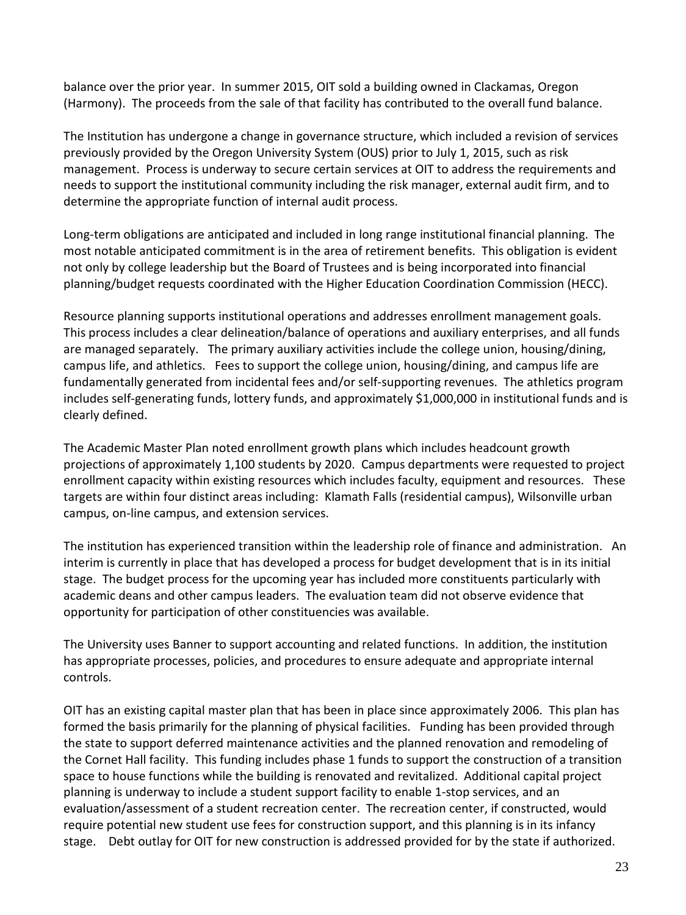balance over the prior year. In summer 2015, OIT sold a building owned in Clackamas, Oregon (Harmony). The proceeds from the sale of that facility has contributed to the overall fund balance.

The Institution has undergone a change in governance structure, which included a revision of services previously provided by the Oregon University System (OUS) prior to July 1, 2015, such as risk management. Process is underway to secure certain services at OIT to address the requirements and needs to support the institutional community including the risk manager, external audit firm, and to determine the appropriate function of internal audit process.

Long-term obligations are anticipated and included in long range institutional financial planning. The most notable anticipated commitment is in the area of retirement benefits. This obligation is evident not only by college leadership but the Board of Trustees and is being incorporated into financial planning/budget requests coordinated with the Higher Education Coordination Commission (HECC).

Resource planning supports institutional operations and addresses enrollment management goals. This process includes a clear delineation/balance of operations and auxiliary enterprises, and all funds are managed separately. The primary auxiliary activities include the college union, housing/dining, campus life, and athletics. Fees to support the college union, housing/dining, and campus life are fundamentally generated from incidental fees and/or self-supporting revenues. The athletics program includes self-generating funds, lottery funds, and approximately $1,000,000 in institutional funds and is clearly defined.

The Academic Master Plan noted enrollment growth plans which includes headcount growth projections of approximately 1,100 students by 2020. Campus departments were requested to project enrollment capacity within existing resources which includes faculty, equipment and resources. These targets are within four distinct areas including: Klamath Falls (residential campus), Wilsonville urban campus, on-line campus, and extension services.

The institution has experienced transition within the leadership role of finance and administration. An interim is currently in place that has developed a process for budget development that is in its initial stage. The budget process for the upcoming year has included more constituents particularly with academic deans and other campus leaders. The evaluation team did not observe evidence that opportunity for participation of other constituencies was available.

The University uses Banner to support accounting and related functions. In addition, the institution has appropriate processes, policies, and procedures to ensure adequate and appropriate internal controls.

OIT has an existing capital master plan that has been in place since approximately 2006. This plan has formed the basis primarily for the planning of physical facilities. Funding has been provided through the state to support deferred maintenance activities and the planned renovation and remodeling of the Cornet Hall facility. This funding includes phase 1 funds to support the construction of a transition space to house functions while the building is renovated and revitalized. Additional capital project planning is underway to include a student support facility to enable 1-stop services, and an evaluation/assessment of a student recreation center. The recreation center, if constructed, would require potential new student use fees for construction support, and this planning is in its infancy stage. Debt outlay for OIT for new construction is addressed provided for by the state if authorized.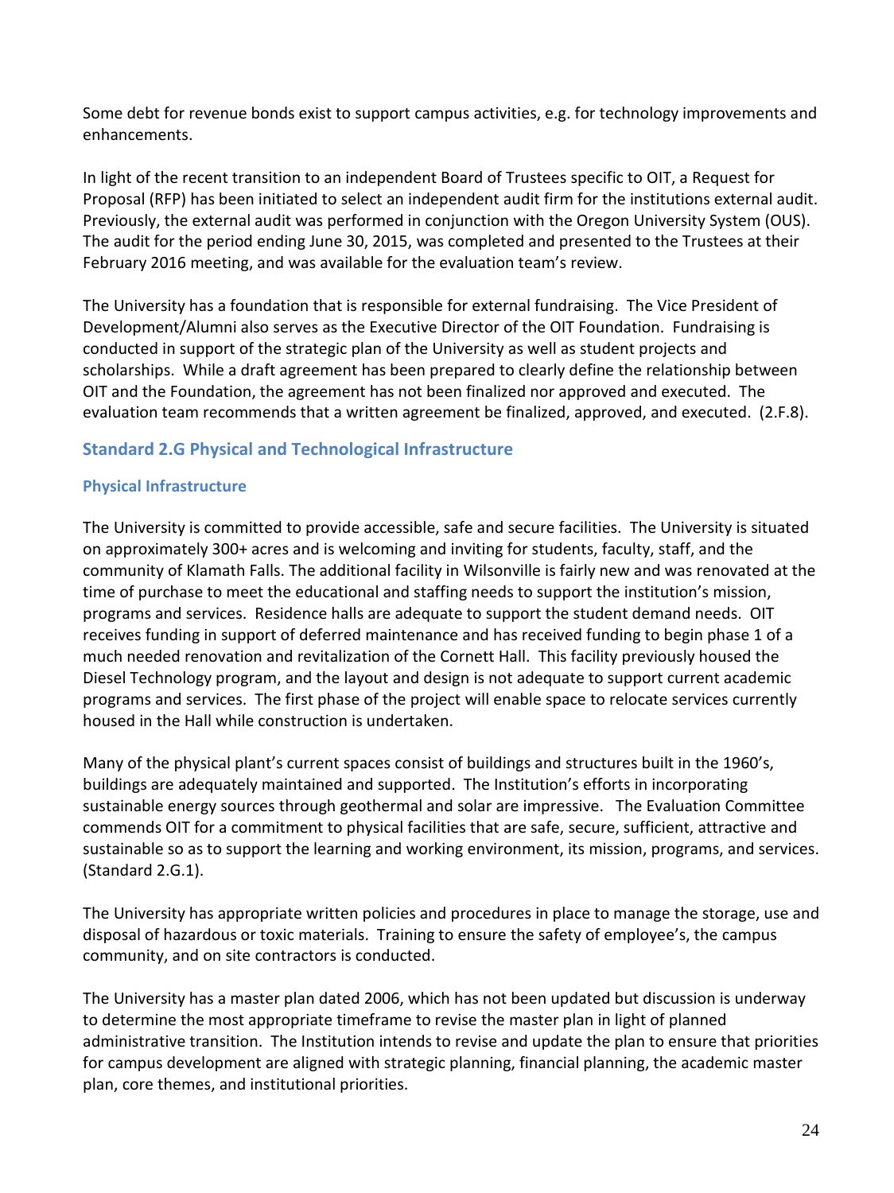Some debt for revenue bonds exist to support campus activities, e.g. for technology improvements and enhancements.

In light of the recent transition to an independent Board of Trustees specific to OIT, a Request for Proposal (RFP) has been initiated to select an independent audit firm for the institutions external audit. Previously, the external audit was performed in conjunction with the Oregon University System (OUS). The audit for the period ending June 30, 2015, was completed and presented to the Trustees at their February 2016 meeting, and was available for the evaluation team's review.

The University has a foundation that is responsible for external fundraising. The Vice President of Development/Alumni also serves as the Executive Director of the OIT Foundation. Fundraising is conducted in support of the strategic plan of the University as well as student projects and scholarships. While a draft agreement has been prepared to clearly define the relationship between OIT and the Foundation, the agreement has not been finalized nor approved and executed. The evaluation team recommends that a written agreement be finalized, approved, and executed. (2.F.8).

## Standard 2.G Physical and Technological Infrastructure

### Physical Infrastructure

The University is committed to provide accessible, safe and secure facilities. The University is situated on approximately 300+ acres and is welcoming and inviting for students, faculty, staff, and the community of Klamath Falls. The additional facility in Wilsonville is fairly new and was renovated at the time of purchase to meet the educational and staffing needs to support the institution's mission, programs and services. Residence halls are adequate to support the student demand needs. OIT receives funding in support of deferred maintenance and has received funding to begin phase 1 of a much needed renovation and revitalization of the Cornett Hall. This facility previously housed the Diesel Technology program, and the layout and design is not adequate to support current academic programs and services. The first phase of the project will enable space to relocate services currently housed in the Hall while construction is undertaken.

Many of the physical plant's current spaces consist of buildings and structures built in the 1960's, buildings are adequately maintained and supported. The Institution's efforts in incorporating sustainable energy sources through geothermal and solar are impressive. The Evaluation Committee commends OIT for a commitment to physical facilities that are safe, secure, sufficient, attractive and sustainable so as to support the learning and working environment, its mission, programs, and services. (Standard 2.G.1).

The University has appropriate written policies and procedures in place to manage the storage, use and disposal of hazardous or toxic materials. Training to ensure the safety of employee's, the campus community, and on site contractors is conducted.

The University has a master plan dated 2006, which has not been updated but discussion is underway to determine the most appropriate timeframe to revise the master plan in light of planned administrative transition. The Institution intends to revise and update the plan to ensure that priorities for campus development are aligned with strategic planning, financial planning, the academic master plan, core themes, and institutional priorities.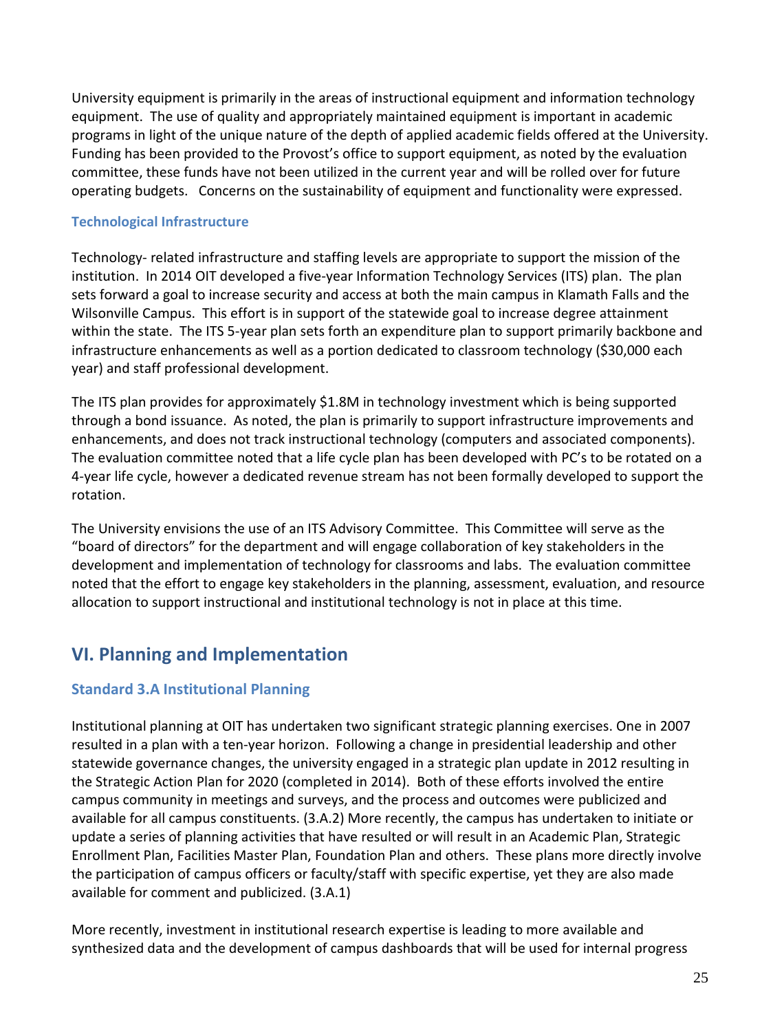University equipment is primarily in the areas of instructional equipment and information technology equipment. The use of quality and appropriately maintained equipment is important in academic programs in light of the unique nature of the depth of applied academic fields offered at the University. Funding has been provided to the Provost's office to support equipment, as noted by the evaluation committee, these funds have not been utilized in the current year and will be rolled over for future operating budgets. Concerns on the sustainability of equipment and functionality were expressed.

### Technological Infrastructure

Technology- related infrastructure and staffing levels are appropriate to support the mission of the institution. In 2014 OIT developed a five-year Information Technology Services (ITS) plan. The plan sets forward a goal to increase security and access at both the main campus in Klamath Falls and the Wilsonville Campus. This effort is in support of the statewide goal to increase degree attainment within the state. The ITS 5-year plan sets forth an expenditure plan to support primarily backbone and infrastructure enhancements as well as a portion dedicated to classroom technology ($30,000 each year) and staff professional development.

The ITS plan provides for approximately $1.8M in technology investment which is being supported through a bond issuance. As noted, the plan is primarily to support infrastructure improvements and enhancements, and does not track instructional technology (computers and associated components). The evaluation committee noted that a life cycle plan has been developed with PC's to be rotated on a 4-year life cycle, however a dedicated revenue stream has not been formally developed to support the rotation.

The University envisions the use of an ITS Advisory Committee. This Committee will serve as the "board of directors" for the department and will engage collaboration of key stakeholders in the development and implementation of technology for classrooms and labs. The evaluation committee noted that the effort to engage key stakeholders in the planning, assessment, evaluation, and resource allocation to support instructional and institutional technology is not in place at this time.

## VI. Planning and Implementation

### Standard 3.A Institutional Planning

Institutional planning at OIT has undertaken two significant strategic planning exercises. One in 2007 resulted in a plan with a ten-year horizon. Following a change in presidential leadership and other statewide governance changes, the university engaged in a strategic plan update in 2012 resulting in the Strategic Action Plan for 2020 (completed in 2014). Both of these efforts involved the entire campus community in meetings and surveys, and the process and outcomes were publicized and available for all campus constituents. (3.A.2) More recently, the campus has undertaken to initiate or update a series of planning activities that have resulted or will result in an Academic Plan, Strategic Enrollment Plan, Facilities Master Plan, Foundation Plan and others. These plans more directly involve the participation of campus officers or faculty/staff with specific expertise, yet they are also made available for comment and publicized. (3.A.1)

More recently, investment in institutional research expertise is leading to more available and synthesized data and the development of campus dashboards that will be used for internal progress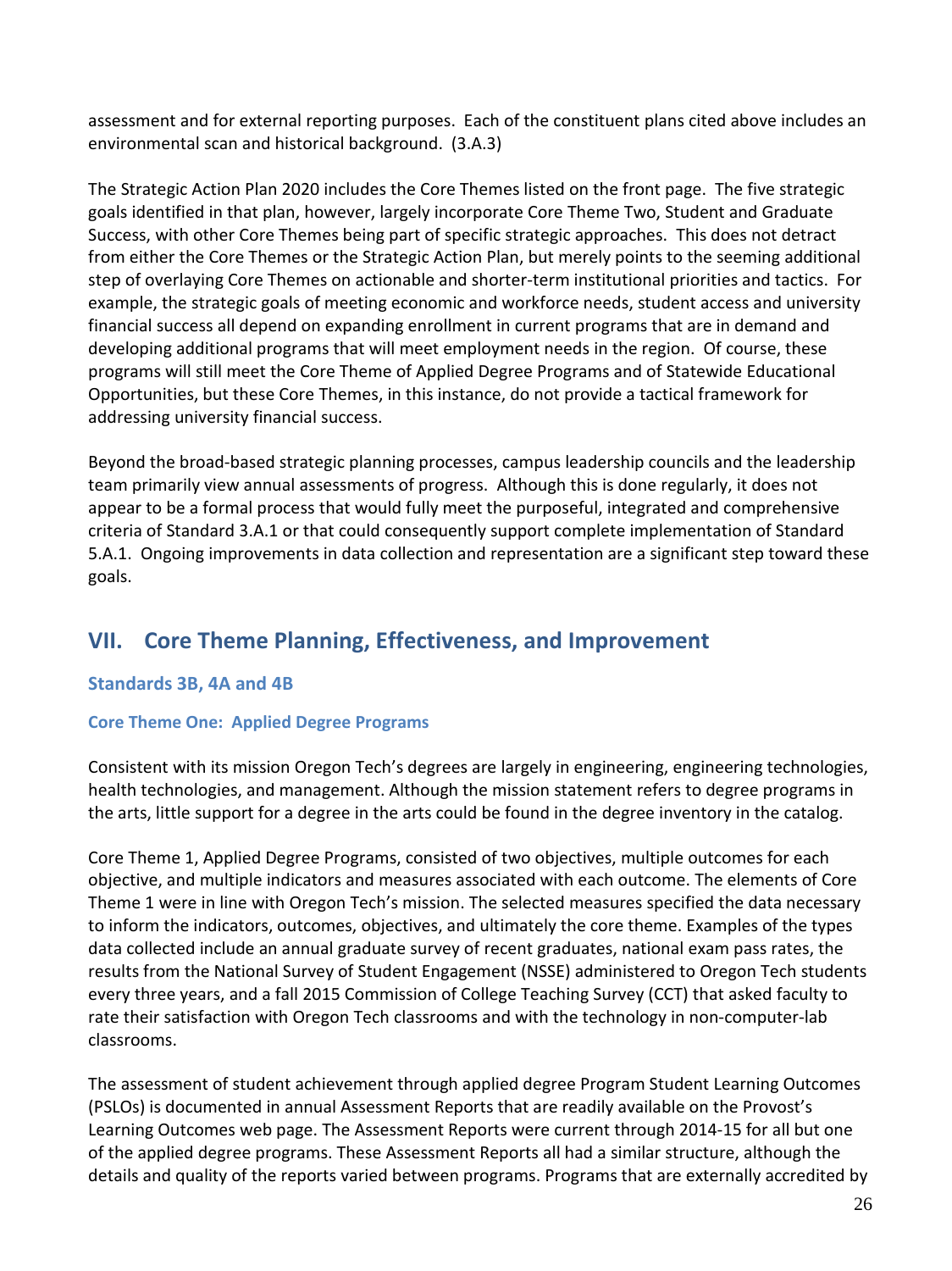assessment and for external reporting purposes. Each of the constituent plans cited above includes an environmental scan and historical background. (3.A.3)

The Strategic Action Plan 2020 includes the Core Themes listed on the front page. The five strategic goals identified in that plan, however, largely incorporate Core Theme Two, Student and Graduate Success, with other Core Themes being part of specific strategic approaches. This does not detract from either the Core Themes or the Strategic Action Plan, but merely points to the seeming additional step of overlaying Core Themes on actionable and shorter-term institutional priorities and tactics. For example, the strategic goals of meeting economic and workforce needs, student access and university financial success all depend on expanding enrollment in current programs that are in demand and developing additional programs that will meet employment needs in the region. Of course, these programs will still meet the Core Theme of Applied Degree Programs and of Statewide Educational Opportunities, but these Core Themes, in this instance, do not provide a tactical framework for addressing university financial success.

Beyond the broad-based strategic planning processes, campus leadership councils and the leadership team primarily view annual assessments of progress. Although this is done regularly, it does not appear to be a formal process that would fully meet the purposeful, integrated and comprehensive criteria of Standard 3.A.1 or that could consequently support complete implementation of Standard 5.A.1. Ongoing improvements in data collection and representation are a significant step toward these goals.

## VII. Core Theme Planning, Effectiveness, and Improvement

### Standards 3B, 4A and 4B

#### Core Theme One: Applied Degree Programs

Consistent with its mission Oregon Tech's degrees are largely in engineering, engineering technologies, health technologies, and management. Although the mission statement refers to degree programs in the arts, little support for a degree in the arts could be found in the degree inventory in the catalog.

Core Theme 1, Applied Degree Programs, consisted of two objectives, multiple outcomes for each objective, and multiple indicators and measures associated with each outcome. The elements of Core Theme 1 were in line with Oregon Tech's mission. The selected measures specified the data necessary to inform the indicators, outcomes, objectives, and ultimately the core theme. Examples of the types data collected include an annual graduate survey of recent graduates, national exam pass rates, the results from the National Survey of Student Engagement (NSSE) administered to Oregon Tech students every three years, and a fall 2015 Commission of College Teaching Survey (CCT) that asked faculty to rate their satisfaction with Oregon Tech classrooms and with the technology in non-computer-lab classrooms.

The assessment of student achievement through applied degree Program Student Learning Outcomes (PSLOs) is documented in annual Assessment Reports that are readily available on the Provost's Learning Outcomes web page. The Assessment Reports were current through 2014-15 for all but one of the applied degree programs. These Assessment Reports all had a similar structure, although the details and quality of the reports varied between programs. Programs that are externally accredited by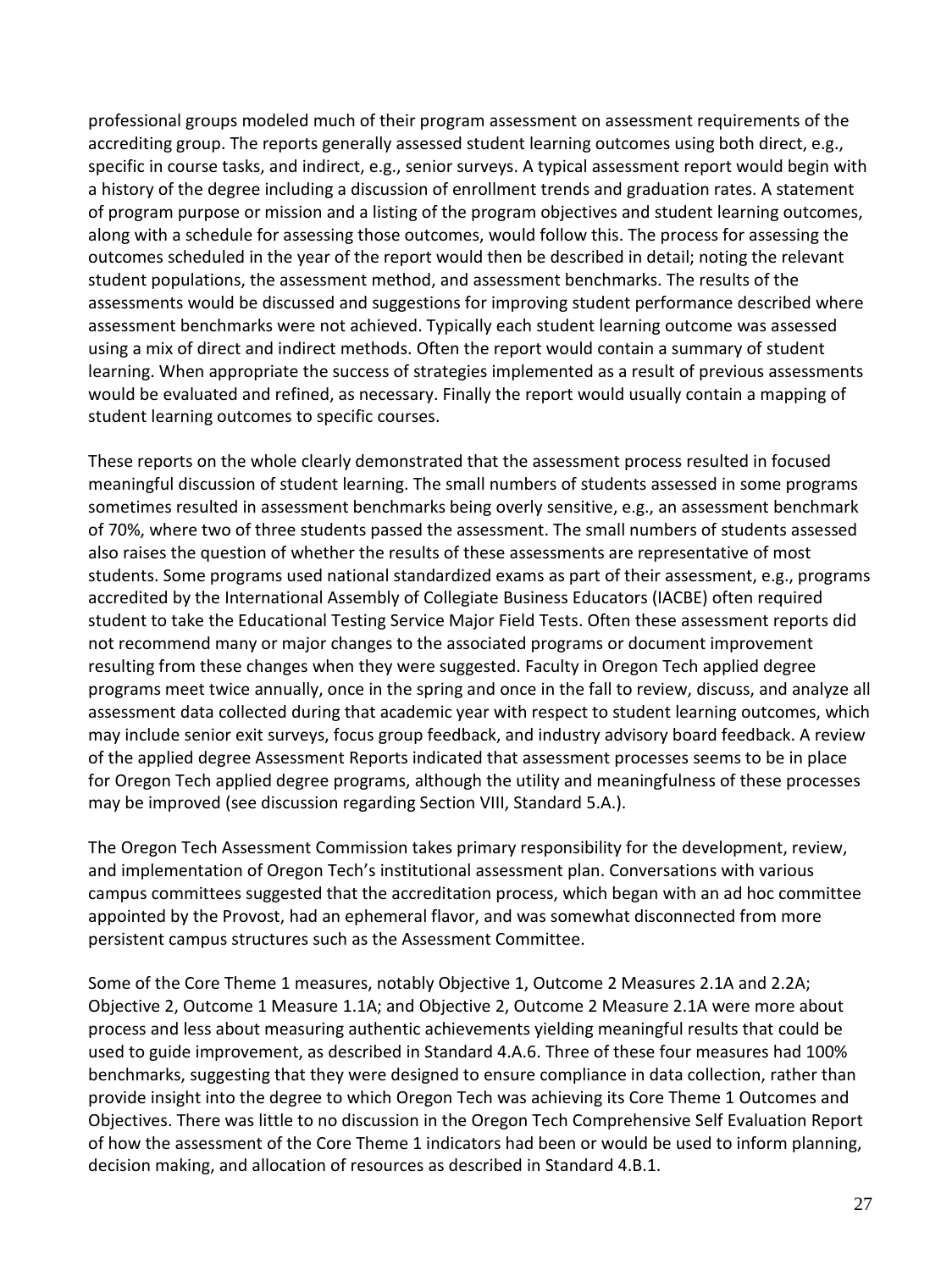professional groups modeled much of their program assessment on assessment requirements of the accrediting group. The reports generally assessed student learning outcomes using both direct, e.g., specific in course tasks, and indirect, e.g., senior surveys. A typical assessment report would begin with a history of the degree including a discussion of enrollment trends and graduation rates. A statement of program purpose or mission and a listing of the program objectives and student learning outcomes, along with a schedule for assessing those outcomes, would follow this. The process for assessing the outcomes scheduled in the year of the report would then be described in detail; noting the relevant student populations, the assessment method, and assessment benchmarks. The results of the assessments would be discussed and suggestions for improving student performance described where assessment benchmarks were not achieved. Typically each student learning outcome was assessed using a mix of direct and indirect methods. Often the report would contain a summary of student learning. When appropriate the success of strategies implemented as a result of previous assessments would be evaluated and refined, as necessary. Finally the report would usually contain a mapping of student learning outcomes to specific courses.

These reports on the whole clearly demonstrated that the assessment process resulted in focused meaningful discussion of student learning. The small numbers of students assessed in some programs sometimes resulted in assessment benchmarks being overly sensitive, e.g., an assessment benchmark of 70%, where two of three students passed the assessment. The small numbers of students assessed also raises the question of whether the results of these assessments are representative of most students. Some programs used national standardized exams as part of their assessment, e.g., programs accredited by the International Assembly of Collegiate Business Educators (IACBE) often required student to take the Educational Testing Service Major Field Tests. Often these assessment reports did not recommend many or major changes to the associated programs or document improvement resulting from these changes when they were suggested. Faculty in Oregon Tech applied degree programs meet twice annually, once in the spring and once in the fall to review, discuss, and analyze all assessment data collected during that academic year with respect to student learning outcomes, which may include senior exit surveys, focus group feedback, and industry advisory board feedback. A review of the applied degree Assessment Reports indicated that assessment processes seems to be in place for Oregon Tech applied degree programs, although the utility and meaningfulness of these processes may be improved (see discussion regarding Section VIII, Standard 5.A.).

The Oregon Tech Assessment Commission takes primary responsibility for the development, review, and implementation of Oregon Tech's institutional assessment plan. Conversations with various campus committees suggested that the accreditation process, which began with an ad hoc committee appointed by the Provost, had an ephemeral flavor, and was somewhat disconnected from more persistent campus structures such as the Assessment Committee.

Some of the Core Theme 1 measures, notably Objective 1, Outcome 2 Measures 2.1A and 2.2A; Objective 2, Outcome 1 Measure 1.1A; and Objective 2, Outcome 2 Measure 2.1A were more about process and less about measuring authentic achievements yielding meaningful results that could be used to guide improvement, as described in Standard 4.A.6. Three of these four measures had 100% benchmarks, suggesting that they were designed to ensure compliance in data collection, rather than provide insight into the degree to which Oregon Tech was achieving its Core Theme 1 Outcomes and Objectives. There was little to no discussion in the Oregon Tech Comprehensive Self Evaluation Report of how the assessment of the Core Theme 1 indicators had been or would be used to inform planning, decision making, and allocation of resources as described in Standard 4.B.1.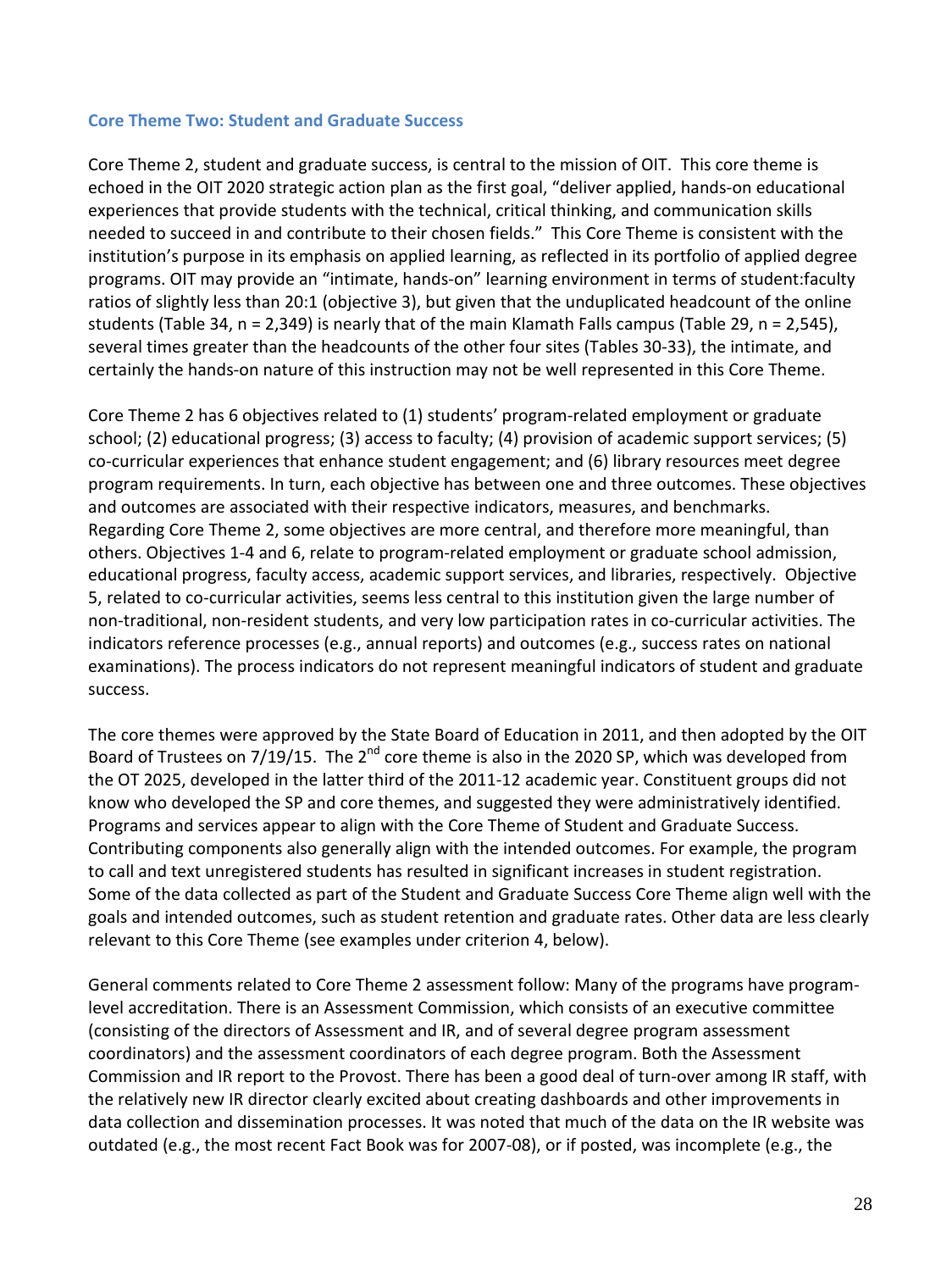### Core Theme Two: Student and Graduate Success

Core Theme 2, student and graduate success, is central to the mission of OIT. This core theme is echoed in the OIT 2020 strategic action plan as the first goal, "deliver applied, hands-on educational experiences that provide students with the technical, critical thinking, and communication skills needed to succeed in and contribute to their chosen fields." This Core Theme is consistent with the institution's purpose in its emphasis on applied learning, as reflected in its portfolio of applied degree programs. OIT may provide an "intimate, hands-on" learning environment in terms of student:faculty ratios of slightly less than 20:1 (objective 3), but given that the unduplicated headcount of the online students (Table 34, n = 2,349) is nearly that of the main Klamath Falls campus (Table 29, n = 2,545), several times greater than the headcounts of the other four sites (Tables 30-33), the intimate, and certainly the hands-on nature of this instruction may not be well represented in this Core Theme.

Core Theme 2 has 6 objectives related to (1) students' program-related employment or graduate school; (2) educational progress; (3) access to faculty; (4) provision of academic support services; (5) co-curricular experiences that enhance student engagement; and (6) library resources meet degree program requirements. In turn, each objective has between one and three outcomes. These objectives and outcomes are associated with their respective indicators, measures, and benchmarks. Regarding Core Theme 2, some objectives are more central, and therefore more meaningful, than others. Objectives 1-4 and 6, relate to program-related employment or graduate school admission, educational progress, faculty access, academic support services, and libraries, respectively. Objective 5, related to co-curricular activities, seems less central to this institution given the large number of non-traditional, non-resident students, and very low participation rates in co-curricular activities. The indicators reference processes (e.g., annual reports) and outcomes (e.g., success rates on national examinations). The process indicators do not represent meaningful indicators of student and graduate success.

The core themes were approved by the State Board of Education in 2011, and then adopted by the OIT Board of Trustees on 7/19/15. The 2nd core theme is also in the 2020 SP, which was developed from the OT 2025, developed in the latter third of the 2011-12 academic year. Constituent groups did not know who developed the SP and core themes, and suggested they were administratively identified. Programs and services appear to align with the Core Theme of Student and Graduate Success. Contributing components also generally align with the intended outcomes. For example, the program to call and text unregistered students has resulted in significant increases in student registration. Some of the data collected as part of the Student and Graduate Success Core Theme align well with the goals and intended outcomes, such as student retention and graduate rates. Other data are less clearly relevant to this Core Theme (see examples under criterion 4, below).

General comments related to Core Theme 2 assessment follow: Many of the programs have program-level accreditation. There is an Assessment Commission, which consists of an executive committee (consisting of the directors of Assessment and IR, and of several degree program assessment coordinators) and the assessment coordinators of each degree program. Both the Assessment Commission and IR report to the Provost. There has been a good deal of turn-over among IR staff, with the relatively new IR director clearly excited about creating dashboards and other improvements in data collection and dissemination processes. It was noted that much of the data on the IR website was outdated (e.g., the most recent Fact Book was for 2007-08), or if posted, was incomplete (e.g., the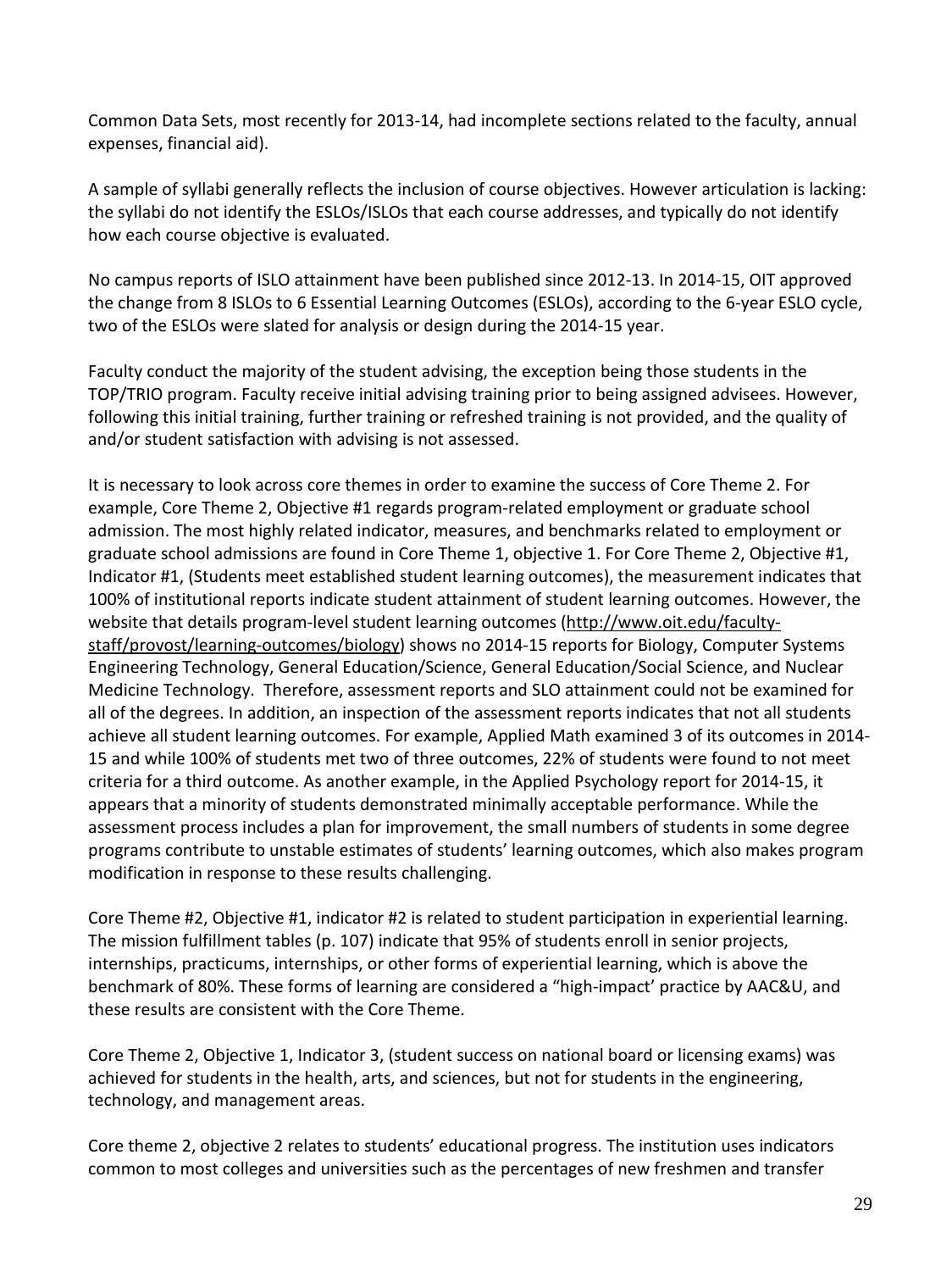Common Data Sets, most recently for 2013-14, had incomplete sections related to the faculty, annual expenses, financial aid).

A sample of syllabi generally reflects the inclusion of course objectives. However articulation is lacking: the syllabi do not identify the ESLOs/ISLOs that each course addresses, and typically do not identify how each course objective is evaluated.

No campus reports of ISLO attainment have been published since 2012-13. In 2014-15, OIT approved the change from 8 ISLOs to 6 Essential Learning Outcomes (ESLOs), according to the 6-year ESLO cycle, two of the ESLOs were slated for analysis or design during the 2014-15 year.

Faculty conduct the majority of the student advising, the exception being those students in the TOP/TRIO program. Faculty receive initial advising training prior to being assigned advisees. However, following this initial training, further training or refreshed training is not provided, and the quality of and/or student satisfaction with advising is not assessed.

It is necessary to look across core themes in order to examine the success of Core Theme 2. For example, Core Theme 2, Objective #1 regards program-related employment or graduate school admission. The most highly related indicator, measures, and benchmarks related to employment or graduate school admissions are found in Core Theme 1, objective 1. For Core Theme 2, Objective #1, Indicator #1, (Students meet established student learning outcomes), the measurement indicates that 100% of institutional reports indicate student attainment of student learning outcomes. However, the website that details program-level student learning outcomes (http://www.oit.edu/faculty-staff/provost/learning-outcomes/biology) shows no 2014-15 reports for Biology, Computer Systems Engineering Technology, General Education/Science, General Education/Social Science, and Nuclear Medicine Technology. Therefore, assessment reports and SLO attainment could not be examined for all of the degrees. In addition, an inspection of the assessment reports indicates that not all students achieve all student learning outcomes. For example, Applied Math examined 3 of its outcomes in 2014-15 and while 100% of students met two of three outcomes, 22% of students were found to not meet criteria for a third outcome. As another example, in the Applied Psychology report for 2014-15, it appears that a minority of students demonstrated minimally acceptable performance. While the assessment process includes a plan for improvement, the small numbers of students in some degree programs contribute to unstable estimates of students' learning outcomes, which also makes program modification in response to these results challenging.

Core Theme #2, Objective #1, indicator #2 is related to student participation in experiential learning. The mission fulfillment tables (p. 107) indicate that 95% of students enroll in senior projects, internships, practicums, internships, or other forms of experiential learning, which is above the benchmark of 80%. These forms of learning are considered a "high-impact' practice by AAC&U, and these results are consistent with the Core Theme.

Core Theme 2, Objective 1, Indicator 3, (student success on national board or licensing exams) was achieved for students in the health, arts, and sciences, but not for students in the engineering, technology, and management areas.

Core theme 2, objective 2 relates to students' educational progress. The institution uses indicators common to most colleges and universities such as the percentages of new freshmen and transfer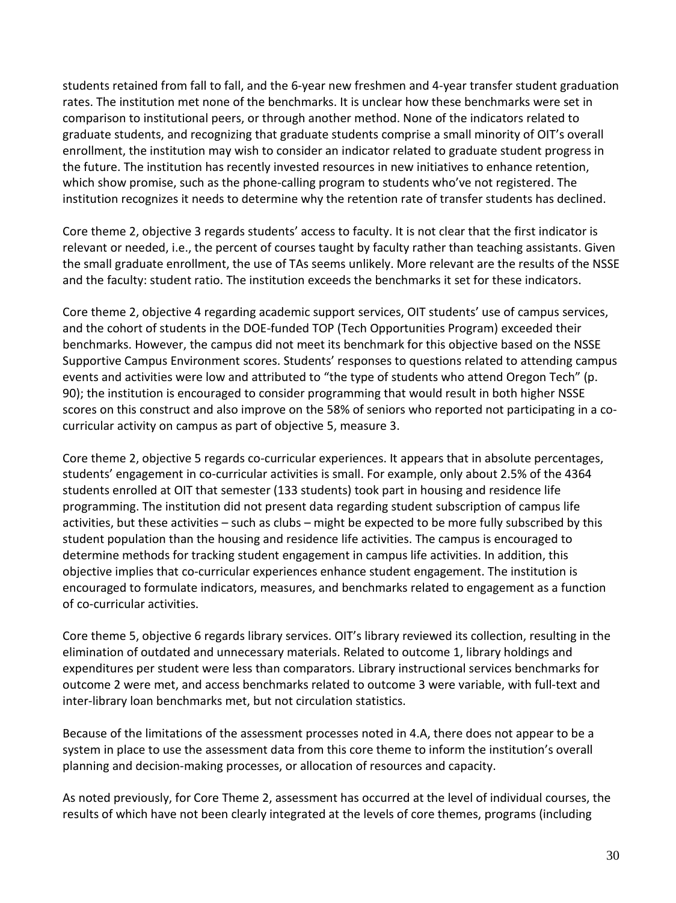students retained from fall to fall, and the 6-year new freshmen and 4-year transfer student graduation rates. The institution met none of the benchmarks. It is unclear how these benchmarks were set in comparison to institutional peers, or through another method. None of the indicators related to graduate students, and recognizing that graduate students comprise a small minority of OIT's overall enrollment, the institution may wish to consider an indicator related to graduate student progress in the future. The institution has recently invested resources in new initiatives to enhance retention, which show promise, such as the phone-calling program to students who've not registered. The institution recognizes it needs to determine why the retention rate of transfer students has declined.

Core theme 2, objective 3 regards students' access to faculty. It is not clear that the first indicator is relevant or needed, i.e., the percent of courses taught by faculty rather than teaching assistants. Given the small graduate enrollment, the use of TAs seems unlikely. More relevant are the results of the NSSE and the faculty: student ratio. The institution exceeds the benchmarks it set for these indicators.

Core theme 2, objective 4 regarding academic support services, OIT students' use of campus services, and the cohort of students in the DOE-funded TOP (Tech Opportunities Program) exceeded their benchmarks. However, the campus did not meet its benchmark for this objective based on the NSSE Supportive Campus Environment scores. Students' responses to questions related to attending campus events and activities were low and attributed to "the type of students who attend Oregon Tech" (p. 90); the institution is encouraged to consider programming that would result in both higher NSSE scores on this construct and also improve on the 58% of seniors who reported not participating in a co-curricular activity on campus as part of objective 5, measure 3.

Core theme 2, objective 5 regards co-curricular experiences. It appears that in absolute percentages, students' engagement in co-curricular activities is small. For example, only about 2.5% of the 4364 students enrolled at OIT that semester (133 students) took part in housing and residence life programming. The institution did not present data regarding student subscription of campus life activities, but these activities – such as clubs – might be expected to be more fully subscribed by this student population than the housing and residence life activities. The campus is encouraged to determine methods for tracking student engagement in campus life activities. In addition, this objective implies that co-curricular experiences enhance student engagement. The institution is encouraged to formulate indicators, measures, and benchmarks related to engagement as a function of co-curricular activities.

Core theme 5, objective 6 regards library services. OIT's library reviewed its collection, resulting in the elimination of outdated and unnecessary materials. Related to outcome 1, library holdings and expenditures per student were less than comparators. Library instructional services benchmarks for outcome 2 were met, and access benchmarks related to outcome 3 were variable, with full-text and inter-library loan benchmarks met, but not circulation statistics.

Because of the limitations of the assessment processes noted in 4.A, there does not appear to be a system in place to use the assessment data from this core theme to inform the institution's overall planning and decision-making processes, or allocation of resources and capacity.

As noted previously, for Core Theme 2, assessment has occurred at the level of individual courses, the results of which have not been clearly integrated at the levels of core themes, programs (including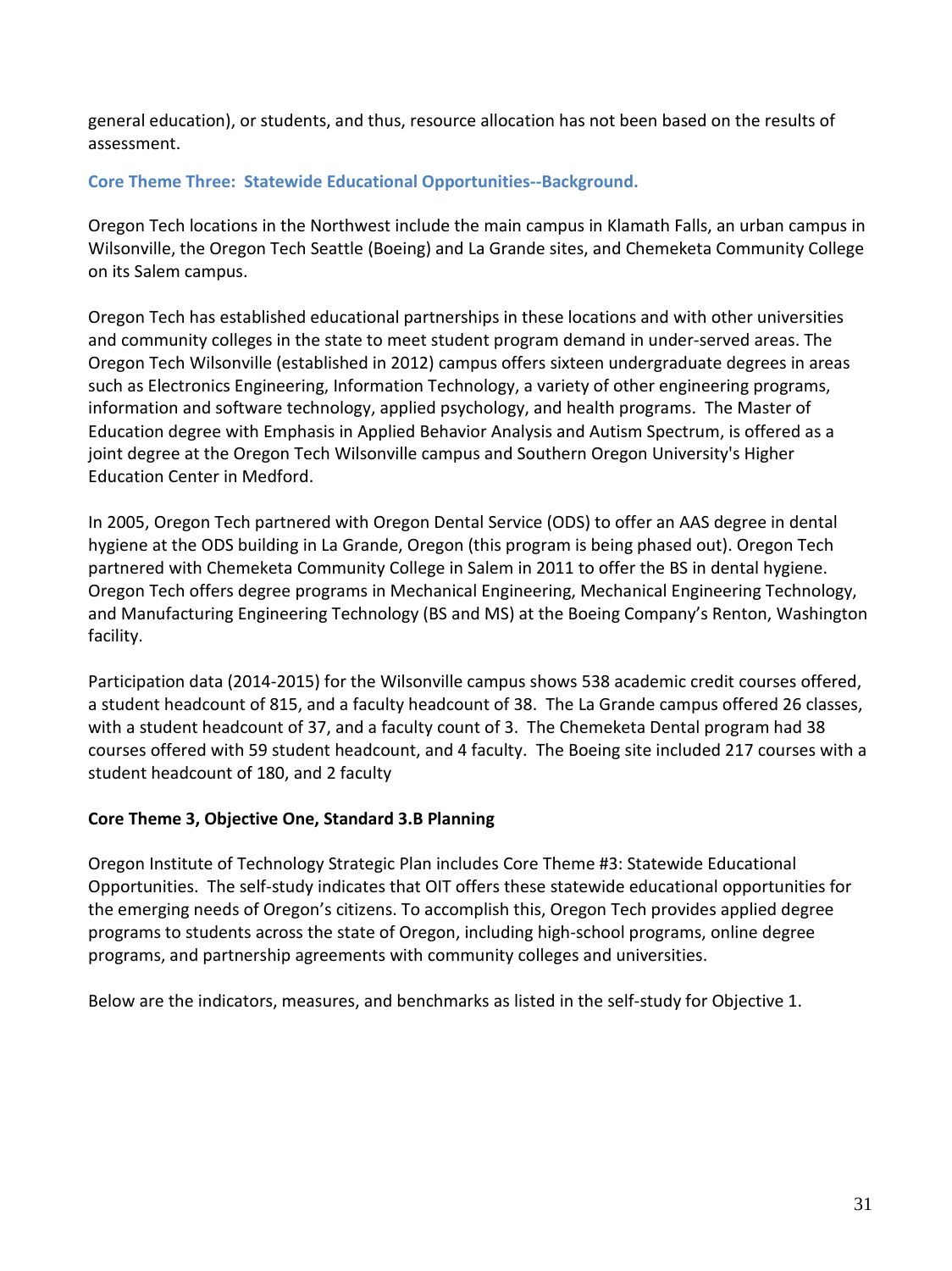general education), or students, and thus, resource allocation has not been based on the results of assessment.

### Core Theme Three: Statewide Educational Opportunities--Background.

Oregon Tech locations in the Northwest include the main campus in Klamath Falls, an urban campus in Wilsonville, the Oregon Tech Seattle (Boeing) and La Grande sites, and Chemeketa Community College on its Salem campus.

Oregon Tech has established educational partnerships in these locations and with other universities and community colleges in the state to meet student program demand in under-served areas. The Oregon Tech Wilsonville (established in 2012) campus offers sixteen undergraduate degrees in areas such as Electronics Engineering, Information Technology, a variety of other engineering programs, information and software technology, applied psychology, and health programs. The Master of Education degree with Emphasis in Applied Behavior Analysis and Autism Spectrum, is offered as a joint degree at the Oregon Tech Wilsonville campus and Southern Oregon University's Higher Education Center in Medford.

In 2005, Oregon Tech partnered with Oregon Dental Service (ODS) to offer an AAS degree in dental hygiene at the ODS building in La Grande, Oregon (this program is being phased out). Oregon Tech partnered with Chemeketa Community College in Salem in 2011 to offer the BS in dental hygiene. Oregon Tech offers degree programs in Mechanical Engineering, Mechanical Engineering Technology, and Manufacturing Engineering Technology (BS and MS) at the Boeing Company's Renton, Washington facility.

Participation data (2014-2015) for the Wilsonville campus shows 538 academic credit courses offered, a student headcount of 815, and a faculty headcount of 38. The La Grande campus offered 26 classes, with a student headcount of 37, and a faculty count of 3. The Chemeketa Dental program had 38 courses offered with 59 student headcount, and 4 faculty. The Boeing site included 217 courses with a student headcount of 180, and 2 faculty

### Core Theme 3, Objective One, Standard 3.B Planning

Oregon Institute of Technology Strategic Plan includes Core Theme #3: Statewide Educational Opportunities. The self-study indicates that OIT offers these statewide educational opportunities for the emerging needs of Oregon's citizens. To accomplish this, Oregon Tech provides applied degree programs to students across the state of Oregon, including high-school programs, online degree programs, and partnership agreements with community colleges and universities.

Below are the indicators, measures, and benchmarks as listed in the self-study for Objective 1.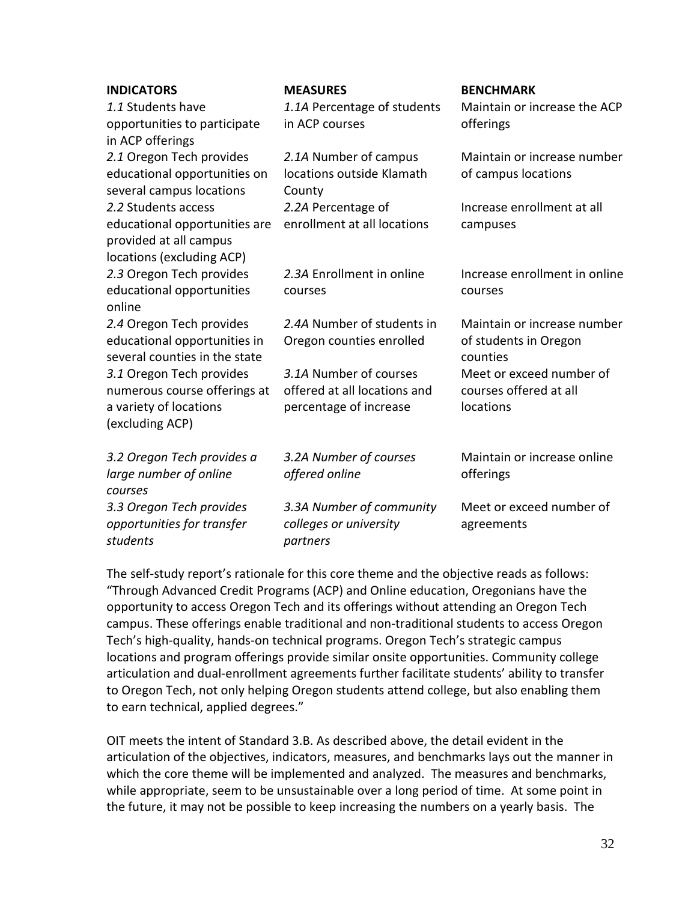| **INDICATORS** | **MEASURES** | **BENCHMARK** |
|---|---|---|
| *1.1* Students have opportunities to participate in ACP offerings | *1.1A* Percentage of students in ACP courses | Maintain or increase the ACP offerings |
| *2.1* Oregon Tech provides educational opportunities on several campus locations | *2.1A* Number of campus locations outside Klamath County | Maintain or increase number of campus locations |
| *2.2* Students access educational opportunities are provided at all campus locations (excluding ACP) | *2.2A* Percentage of enrollment at all locations | Increase enrollment at all campuses |
| *2.3* Oregon Tech provides educational opportunities online | *2.3A* Enrollment in online courses | Increase enrollment in online courses |
| *2.4* Oregon Tech provides educational opportunities in several counties in the state | *2.4A* Number of students in Oregon counties enrolled | Maintain or increase number of students in Oregon counties |
| *3.1* Oregon Tech provides numerous course offerings at a variety of locations (excluding ACP) | *3.1A* Number of courses offered at all locations and percentage of increase | Meet or exceed number of courses offered at all locations |
| *3.2 Oregon Tech provides a large number of online courses* | *3.2A Number of courses offered online* | Maintain or increase online offerings |
| *3.3 Oregon Tech provides opportunities for transfer students* | *3.3A Number of community colleges or university partners* | Meet or exceed number of agreements |

The self-study report's rationale for this core theme and the objective reads as follows: "Through Advanced Credit Programs (ACP) and Online education, Oregonians have the opportunity to access Oregon Tech and its offerings without attending an Oregon Tech campus. These offerings enable traditional and non-traditional students to access Oregon Tech's high-quality, hands-on technical programs. Oregon Tech's strategic campus locations and program offerings provide similar onsite opportunities. Community college articulation and dual-enrollment agreements further facilitate students' ability to transfer to Oregon Tech, not only helping Oregon students attend college, but also enabling them to earn technical, applied degrees."

OIT meets the intent of Standard 3.B. As described above, the detail evident in the articulation of the objectives, indicators, measures, and benchmarks lays out the manner in which the core theme will be implemented and analyzed. The measures and benchmarks, while appropriate, seem to be unsustainable over a long period of time. At some point in the future, it may not be possible to keep increasing the numbers on a yearly basis. The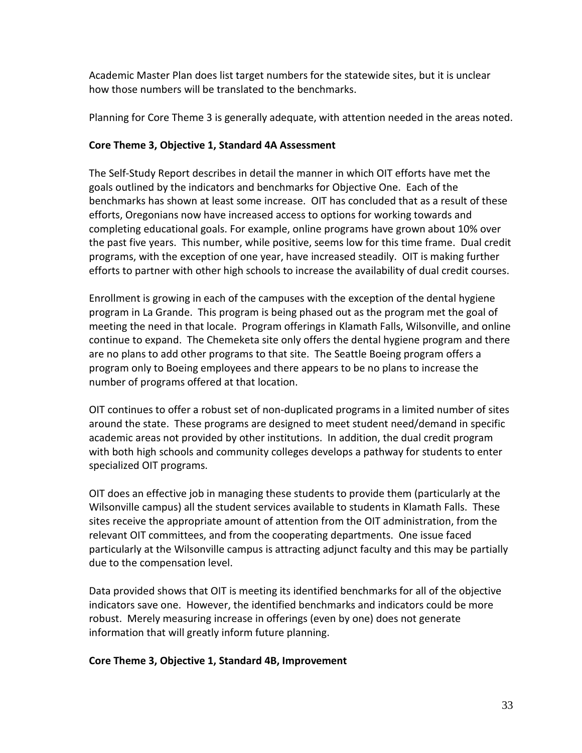Academic Master Plan does list target numbers for the statewide sites, but it is unclear how those numbers will be translated to the benchmarks.

Planning for Core Theme 3 is generally adequate, with attention needed in the areas noted.

**Core Theme 3, Objective 1, Standard 4A Assessment**

The Self-Study Report describes in detail the manner in which OIT efforts have met the goals outlined by the indicators and benchmarks for Objective One. Each of the benchmarks has shown at least some increase. OIT has concluded that as a result of these efforts, Oregonians now have increased access to options for working towards and completing educational goals. For example, online programs have grown about 10% over the past five years. This number, while positive, seems low for this time frame. Dual credit programs, with the exception of one year, have increased steadily. OIT is making further efforts to partner with other high schools to increase the availability of dual credit courses.

Enrollment is growing in each of the campuses with the exception of the dental hygiene program in La Grande. This program is being phased out as the program met the goal of meeting the need in that locale. Program offerings in Klamath Falls, Wilsonville, and online continue to expand. The Chemeketa site only offers the dental hygiene program and there are no plans to add other programs to that site. The Seattle Boeing program offers a program only to Boeing employees and there appears to be no plans to increase the number of programs offered at that location.

OIT continues to offer a robust set of non-duplicated programs in a limited number of sites around the state. These programs are designed to meet student need/demand in specific academic areas not provided by other institutions. In addition, the dual credit program with both high schools and community colleges develops a pathway for students to enter specialized OIT programs.

OIT does an effective job in managing these students to provide them (particularly at the Wilsonville campus) all the student services available to students in Klamath Falls. These sites receive the appropriate amount of attention from the OIT administration, from the relevant OIT committees, and from the cooperating departments. One issue faced particularly at the Wilsonville campus is attracting adjunct faculty and this may be partially due to the compensation level.

Data provided shows that OIT is meeting its identified benchmarks for all of the objective indicators save one. However, the identified benchmarks and indicators could be more robust. Merely measuring increase in offerings (even by one) does not generate information that will greatly inform future planning.

**Core Theme 3, Objective 1, Standard 4B, Improvement**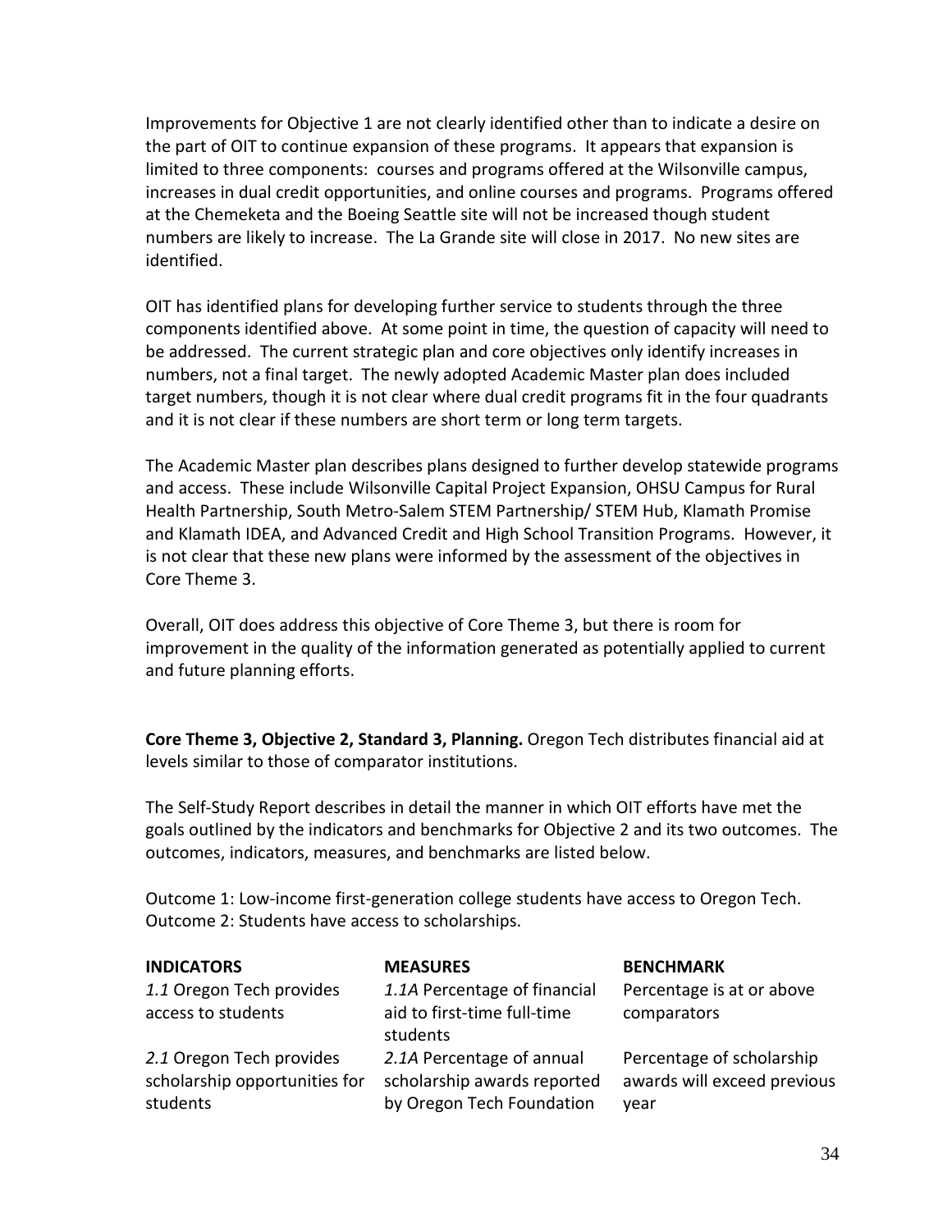Improvements for Objective 1 are not clearly identified other than to indicate a desire on the part of OIT to continue expansion of these programs. It appears that expansion is limited to three components: courses and programs offered at the Wilsonville campus, increases in dual credit opportunities, and online courses and programs. Programs offered at the Chemeketa and the Boeing Seattle site will not be increased though student numbers are likely to increase. The La Grande site will close in 2017. No new sites are identified.

OIT has identified plans for developing further service to students through the three components identified above. At some point in time, the question of capacity will need to be addressed. The current strategic plan and core objectives only identify increases in numbers, not a final target. The newly adopted Academic Master plan does included target numbers, though it is not clear where dual credit programs fit in the four quadrants and it is not clear if these numbers are short term or long term targets.

The Academic Master plan describes plans designed to further develop statewide programs and access. These include Wilsonville Capital Project Expansion, OHSU Campus for Rural Health Partnership, South Metro-Salem STEM Partnership/ STEM Hub, Klamath Promise and Klamath IDEA, and Advanced Credit and High School Transition Programs. However, it is not clear that these new plans were informed by the assessment of the objectives in Core Theme 3.

Overall, OIT does address this objective of Core Theme 3, but there is room for improvement in the quality of the information generated as potentially applied to current and future planning efforts.

**Core Theme 3, Objective 2, Standard 3, Planning.** Oregon Tech distributes financial aid at levels similar to those of comparator institutions.

The Self-Study Report describes in detail the manner in which OIT efforts have met the goals outlined by the indicators and benchmarks for Objective 2 and its two outcomes. The outcomes, indicators, measures, and benchmarks are listed below.

Outcome 1: Low-income first-generation college students have access to Oregon Tech.
Outcome 2: Students have access to scholarships.

| INDICATORS | MEASURES | BENCHMARK |
|---|---|---|
| *1.1* Oregon Tech provides access to students | *1.1A* Percentage of financial aid to first-time full-time students | Percentage is at or above comparators |
| *2.1* Oregon Tech provides scholarship opportunities for students | *2.1A* Percentage of annual scholarship awards reported by Oregon Tech Foundation | Percentage of scholarship awards will exceed previous year |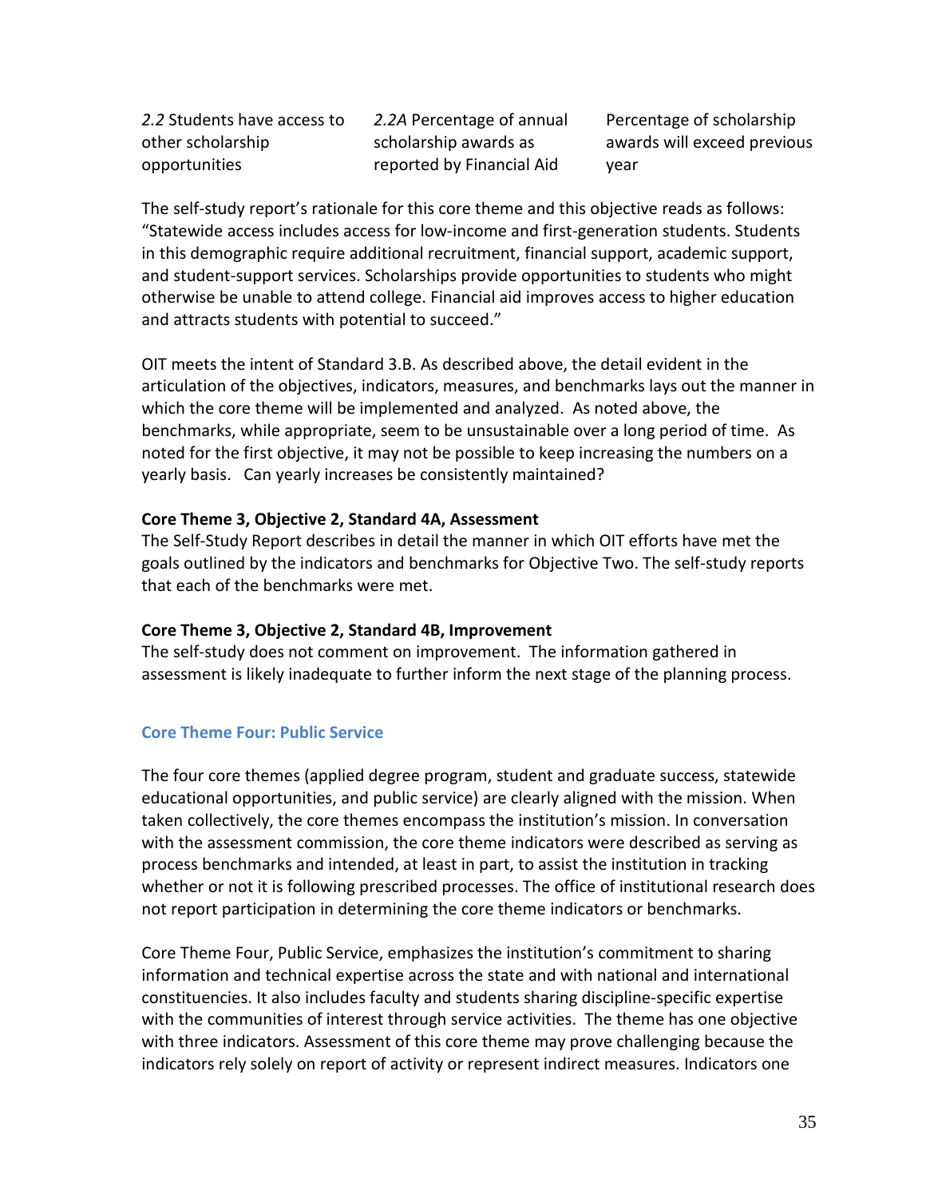| *2.2* Students have access to other scholarship opportunities | *2.2A* Percentage of annual scholarship awards as reported by Financial Aid | Percentage of scholarship awards will exceed previous year |
|---|---|---|

The self-study report's rationale for this core theme and this objective reads as follows: "Statewide access includes access for low-income and first-generation students. Students in this demographic require additional recruitment, financial support, academic support, and student-support services. Scholarships provide opportunities to students who might otherwise be unable to attend college. Financial aid improves access to higher education and attracts students with potential to succeed."

OIT meets the intent of Standard 3.B. As described above, the detail evident in the articulation of the objectives, indicators, measures, and benchmarks lays out the manner in which the core theme will be implemented and analyzed. As noted above, the benchmarks, while appropriate, seem to be unsustainable over a long period of time. As noted for the first objective, it may not be possible to keep increasing the numbers on a yearly basis. Can yearly increases be consistently maintained?

**Core Theme 3, Objective 2, Standard 4A, Assessment**
The Self-Study Report describes in detail the manner in which OIT efforts have met the goals outlined by the indicators and benchmarks for Objective Two. The self-study reports that each of the benchmarks were met.

**Core Theme 3, Objective 2, Standard 4B, Improvement**
The self-study does not comment on improvement. The information gathered in assessment is likely inadequate to further inform the next stage of the planning process.

## Core Theme Four: Public Service

The four core themes (applied degree program, student and graduate success, statewide educational opportunities, and public service) are clearly aligned with the mission. When taken collectively, the core themes encompass the institution's mission. In conversation with the assessment commission, the core theme indicators were described as serving as process benchmarks and intended, at least in part, to assist the institution in tracking whether or not it is following prescribed processes. The office of institutional research does not report participation in determining the core theme indicators or benchmarks.

Core Theme Four, Public Service, emphasizes the institution's commitment to sharing information and technical expertise across the state and with national and international constituencies. It also includes faculty and students sharing discipline-specific expertise with the communities of interest through service activities. The theme has one objective with three indicators. Assessment of this core theme may prove challenging because the indicators rely solely on report of activity or represent indirect measures. Indicators one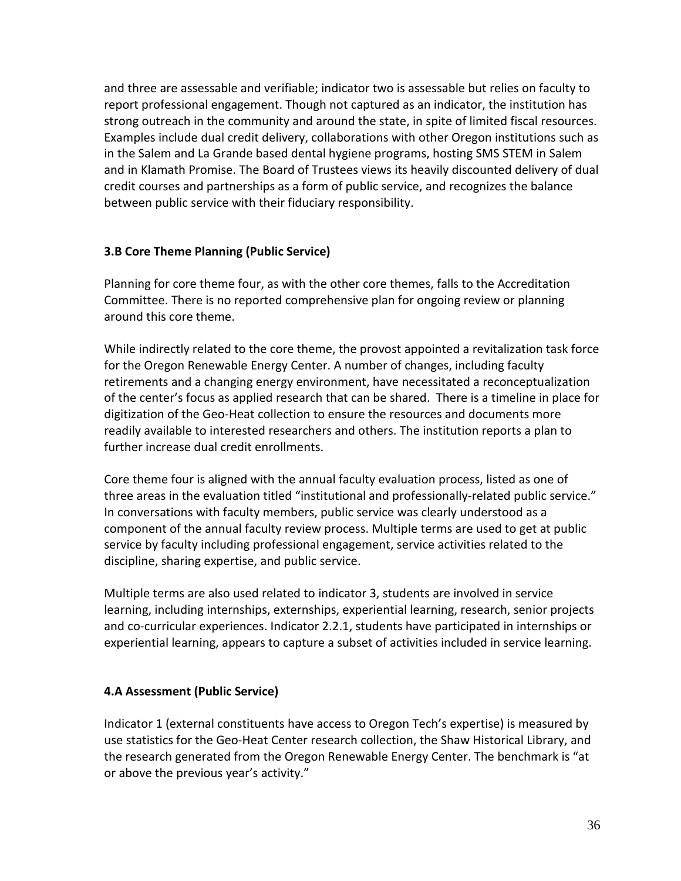and three are assessable and verifiable; indicator two is assessable but relies on faculty to report professional engagement. Though not captured as an indicator, the institution has strong outreach in the community and around the state, in spite of limited fiscal resources. Examples include dual credit delivery, collaborations with other Oregon institutions such as in the Salem and La Grande based dental hygiene programs, hosting SMS STEM in Salem and in Klamath Promise. The Board of Trustees views its heavily discounted delivery of dual credit courses and partnerships as a form of public service, and recognizes the balance between public service with their fiduciary responsibility.

**3.B Core Theme Planning (Public Service)**

Planning for core theme four, as with the other core themes, falls to the Accreditation Committee. There is no reported comprehensive plan for ongoing review or planning around this core theme.

While indirectly related to the core theme, the provost appointed a revitalization task force for the Oregon Renewable Energy Center. A number of changes, including faculty retirements and a changing energy environment, have necessitated a reconceptualization of the center's focus as applied research that can be shared. There is a timeline in place for digitization of the Geo-Heat collection to ensure the resources and documents more readily available to interested researchers and others. The institution reports a plan to further increase dual credit enrollments.

Core theme four is aligned with the annual faculty evaluation process, listed as one of three areas in the evaluation titled "institutional and professionally-related public service." In conversations with faculty members, public service was clearly understood as a component of the annual faculty review process. Multiple terms are used to get at public service by faculty including professional engagement, service activities related to the discipline, sharing expertise, and public service.

Multiple terms are also used related to indicator 3, students are involved in service learning, including internships, externships, experiential learning, research, senior projects and co-curricular experiences. Indicator 2.2.1, students have participated in internships or experiential learning, appears to capture a subset of activities included in service learning.

**4.A Assessment (Public Service)**

Indicator 1 (external constituents have access to Oregon Tech's expertise) is measured by use statistics for the Geo-Heat Center research collection, the Shaw Historical Library, and the research generated from the Oregon Renewable Energy Center. The benchmark is "at or above the previous year's activity."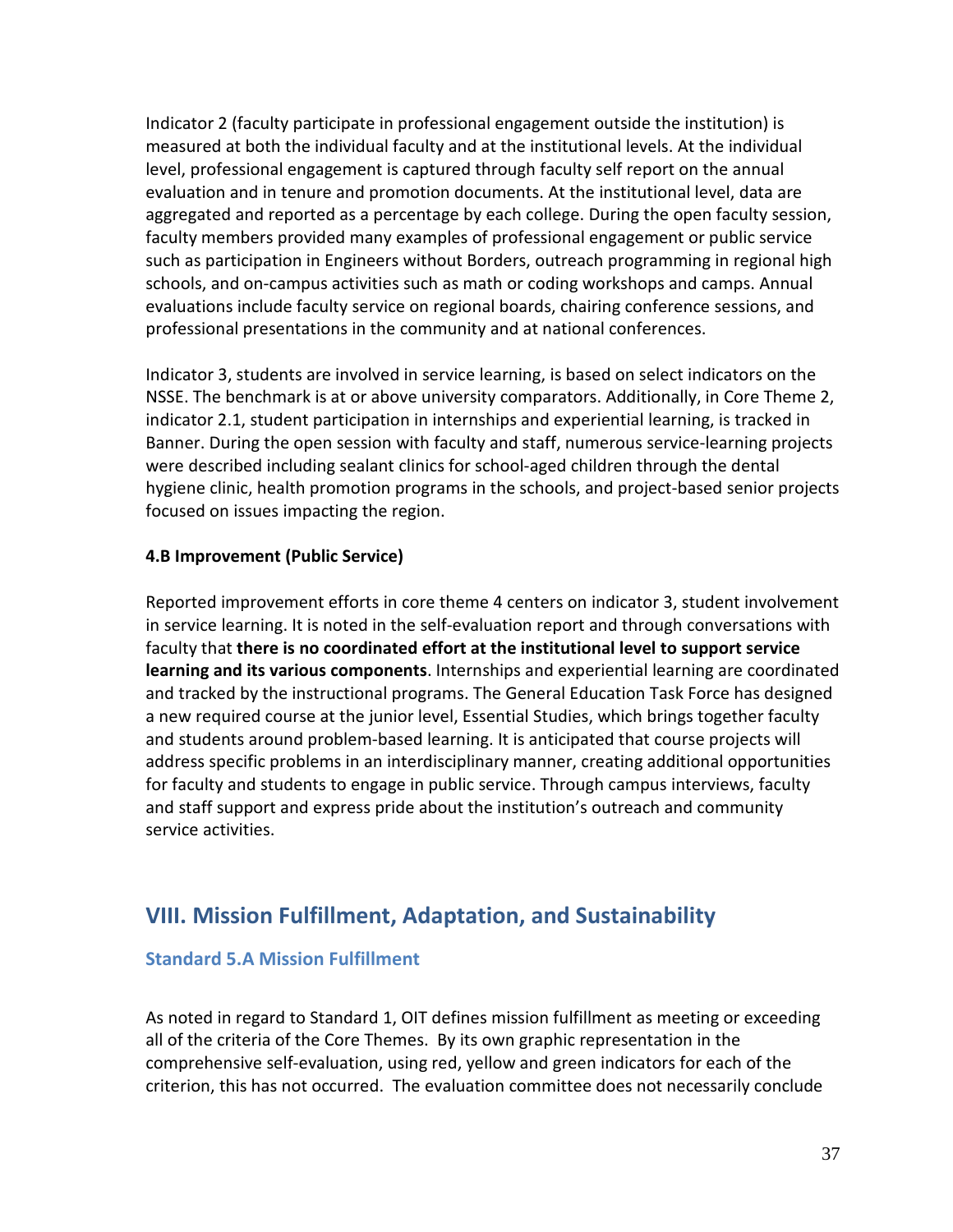Indicator 2 (faculty participate in professional engagement outside the institution) is measured at both the individual faculty and at the institutional levels. At the individual level, professional engagement is captured through faculty self report on the annual evaluation and in tenure and promotion documents. At the institutional level, data are aggregated and reported as a percentage by each college. During the open faculty session, faculty members provided many examples of professional engagement or public service such as participation in Engineers without Borders, outreach programming in regional high schools, and on-campus activities such as math or coding workshops and camps. Annual evaluations include faculty service on regional boards, chairing conference sessions, and professional presentations in the community and at national conferences.

Indicator 3, students are involved in service learning, is based on select indicators on the NSSE. The benchmark is at or above university comparators. Additionally, in Core Theme 2, indicator 2.1, student participation in internships and experiential learning, is tracked in Banner. During the open session with faculty and staff, numerous service-learning projects were described including sealant clinics for school-aged children through the dental hygiene clinic, health promotion programs in the schools, and project-based senior projects focused on issues impacting the region.

**4.B Improvement (Public Service)**

Reported improvement efforts in core theme 4 centers on indicator 3, student involvement in service learning. It is noted in the self-evaluation report and through conversations with faculty that **there is no coordinated effort at the institutional level to support service learning and its various components**. Internships and experiential learning are coordinated and tracked by the instructional programs. The General Education Task Force has designed a new required course at the junior level, Essential Studies, which brings together faculty and students around problem-based learning. It is anticipated that course projects will address specific problems in an interdisciplinary manner, creating additional opportunities for faculty and students to engage in public service. Through campus interviews, faculty and staff support and express pride about the institution's outreach and community service activities.

## VIII. Mission Fulfillment, Adaptation, and Sustainability

### Standard 5.A Mission Fulfillment

As noted in regard to Standard 1, OIT defines mission fulfillment as meeting or exceeding all of the criteria of the Core Themes. By its own graphic representation in the comprehensive self-evaluation, using red, yellow and green indicators for each of the criterion, this has not occurred. The evaluation committee does not necessarily conclude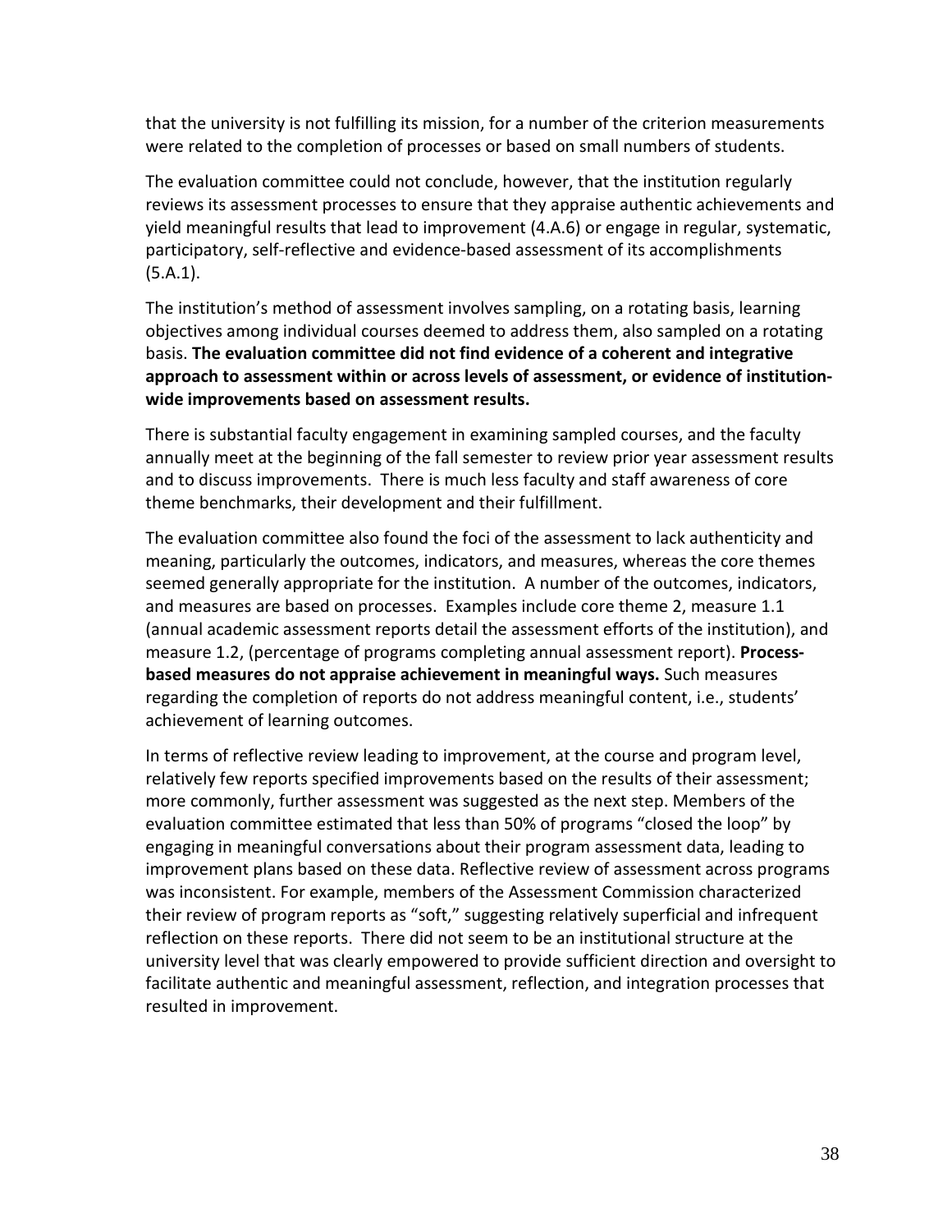that the university is not fulfilling its mission, for a number of the criterion measurements were related to the completion of processes or based on small numbers of students.

The evaluation committee could not conclude, however, that the institution regularly reviews its assessment processes to ensure that they appraise authentic achievements and yield meaningful results that lead to improvement (4.A.6) or engage in regular, systematic, participatory, self-reflective and evidence-based assessment of its accomplishments (5.A.1).

The institution's method of assessment involves sampling, on a rotating basis, learning objectives among individual courses deemed to address them, also sampled on a rotating basis. **The evaluation committee did not find evidence of a coherent and integrative approach to assessment within or across levels of assessment, or evidence of institution-wide improvements based on assessment results.**

There is substantial faculty engagement in examining sampled courses, and the faculty annually meet at the beginning of the fall semester to review prior year assessment results and to discuss improvements. There is much less faculty and staff awareness of core theme benchmarks, their development and their fulfillment.

The evaluation committee also found the foci of the assessment to lack authenticity and meaning, particularly the outcomes, indicators, and measures, whereas the core themes seemed generally appropriate for the institution. A number of the outcomes, indicators, and measures are based on processes. Examples include core theme 2, measure 1.1 (annual academic assessment reports detail the assessment efforts of the institution), and measure 1.2, (percentage of programs completing annual assessment report). **Process-based measures do not appraise achievement in meaningful ways.** Such measures regarding the completion of reports do not address meaningful content, i.e., students' achievement of learning outcomes.

In terms of reflective review leading to improvement, at the course and program level, relatively few reports specified improvements based on the results of their assessment; more commonly, further assessment was suggested as the next step. Members of the evaluation committee estimated that less than 50% of programs "closed the loop" by engaging in meaningful conversations about their program assessment data, leading to improvement plans based on these data. Reflective review of assessment across programs was inconsistent. For example, members of the Assessment Commission characterized their review of program reports as "soft," suggesting relatively superficial and infrequent reflection on these reports. There did not seem to be an institutional structure at the university level that was clearly empowered to provide sufficient direction and oversight to facilitate authentic and meaningful assessment, reflection, and integration processes that resulted in improvement.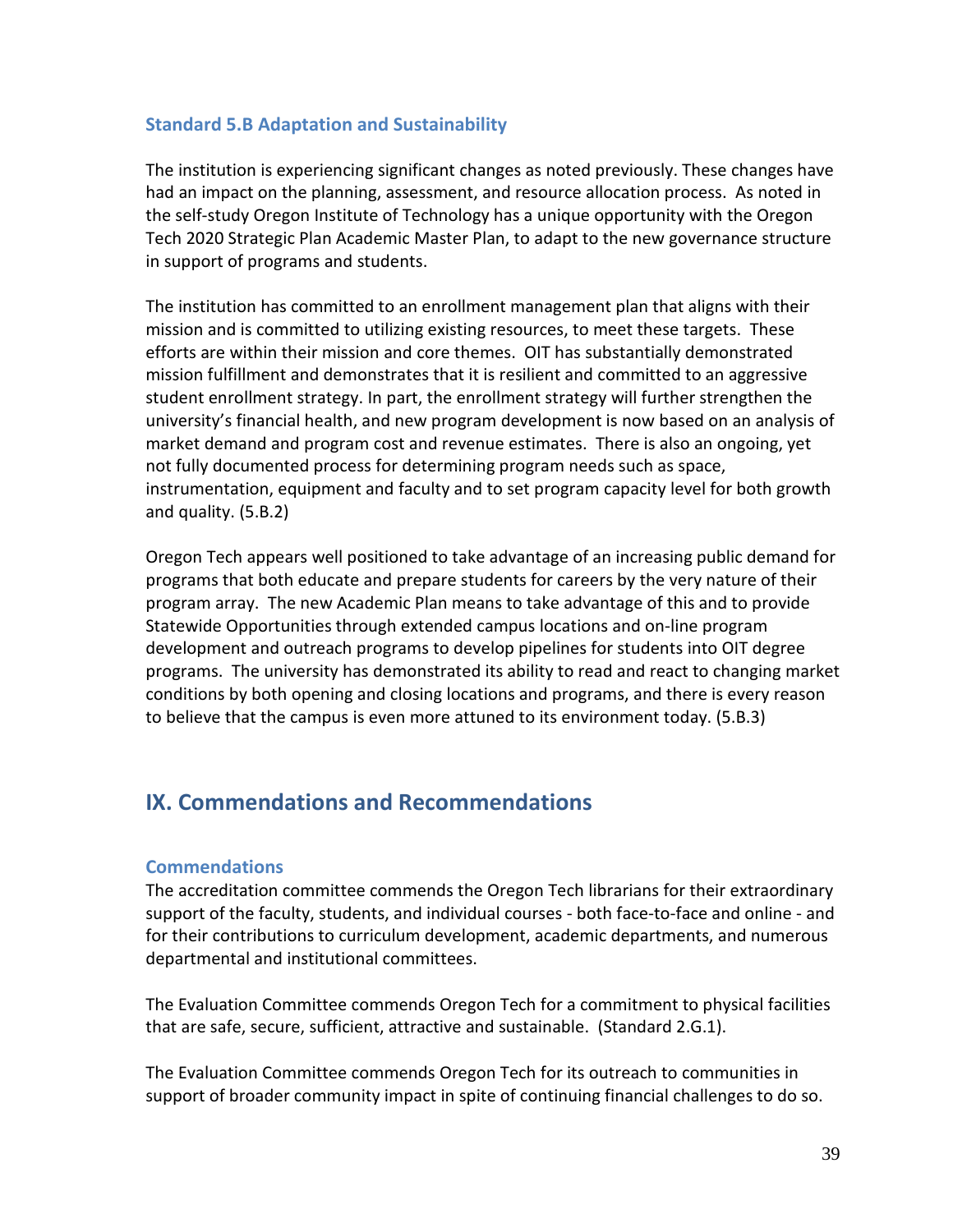### Standard 5.B Adaptation and Sustainability

The institution is experiencing significant changes as noted previously. These changes have had an impact on the planning, assessment, and resource allocation process. As noted in the self-study Oregon Institute of Technology has a unique opportunity with the Oregon Tech 2020 Strategic Plan Academic Master Plan, to adapt to the new governance structure in support of programs and students.

The institution has committed to an enrollment management plan that aligns with their mission and is committed to utilizing existing resources, to meet these targets. These efforts are within their mission and core themes. OIT has substantially demonstrated mission fulfillment and demonstrates that it is resilient and committed to an aggressive student enrollment strategy. In part, the enrollment strategy will further strengthen the university's financial health, and new program development is now based on an analysis of market demand and program cost and revenue estimates. There is also an ongoing, yet not fully documented process for determining program needs such as space, instrumentation, equipment and faculty and to set program capacity level for both growth and quality. (5.B.2)

Oregon Tech appears well positioned to take advantage of an increasing public demand for programs that both educate and prepare students for careers by the very nature of their program array. The new Academic Plan means to take advantage of this and to provide Statewide Opportunities through extended campus locations and on-line program development and outreach programs to develop pipelines for students into OIT degree programs. The university has demonstrated its ability to read and react to changing market conditions by both opening and closing locations and programs, and there is every reason to believe that the campus is even more attuned to its environment today. (5.B.3)

## IX. Commendations and Recommendations

### Commendations

The accreditation committee commends the Oregon Tech librarians for their extraordinary support of the faculty, students, and individual courses - both face-to-face and online - and for their contributions to curriculum development, academic departments, and numerous departmental and institutional committees.

The Evaluation Committee commends Oregon Tech for a commitment to physical facilities that are safe, secure, sufficient, attractive and sustainable. (Standard 2.G.1).

The Evaluation Committee commends Oregon Tech for its outreach to communities in support of broader community impact in spite of continuing financial challenges to do so.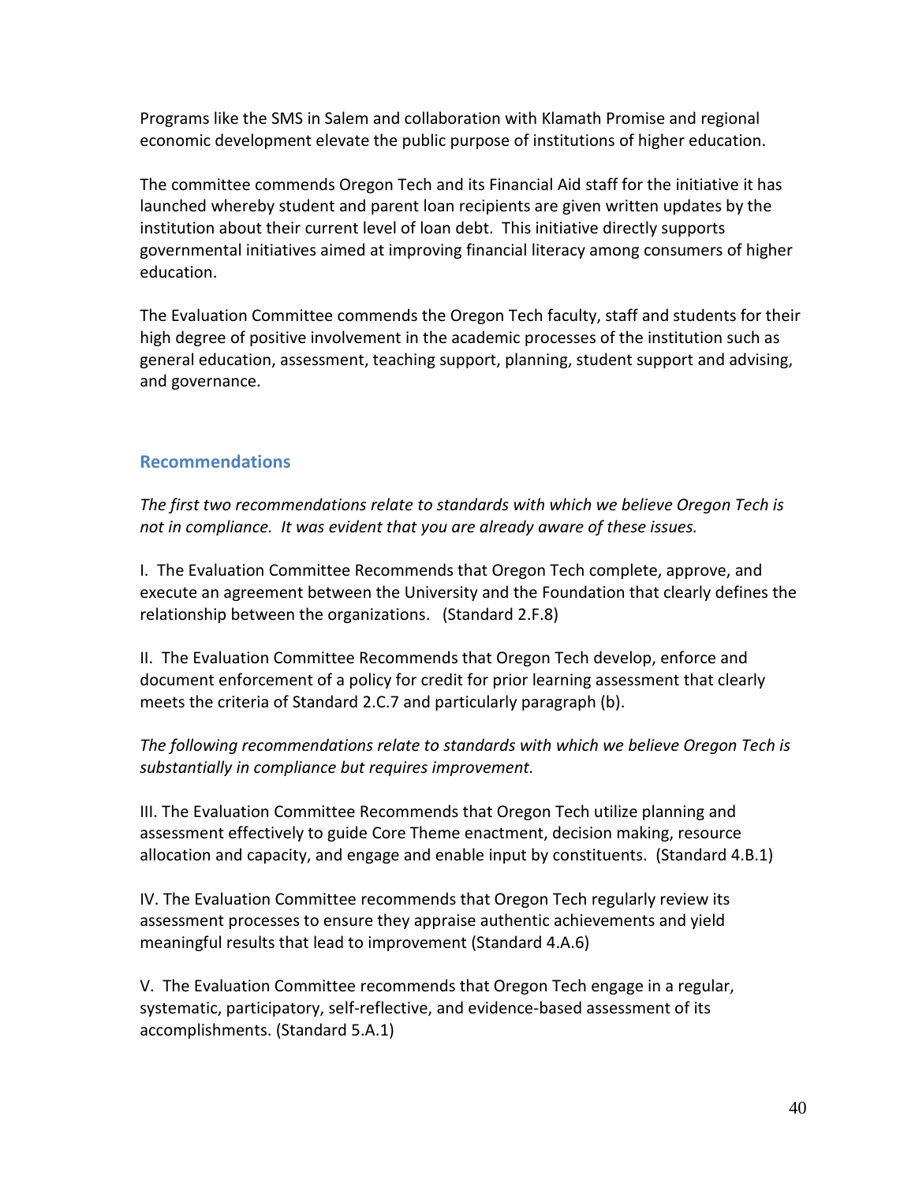Programs like the SMS in Salem and collaboration with Klamath Promise and regional economic development elevate the public purpose of institutions of higher education.

The committee commends Oregon Tech and its Financial Aid staff for the initiative it has launched whereby student and parent loan recipients are given written updates by the institution about their current level of loan debt. This initiative directly supports governmental initiatives aimed at improving financial literacy among consumers of higher education.

The Evaluation Committee commends the Oregon Tech faculty, staff and students for their high degree of positive involvement in the academic processes of the institution such as general education, assessment, teaching support, planning, student support and advising, and governance.

## Recommendations

*The first two recommendations relate to standards with which we believe Oregon Tech is not in compliance. It was evident that you are already aware of these issues.*

I. The Evaluation Committee Recommends that Oregon Tech complete, approve, and execute an agreement between the University and the Foundation that clearly defines the relationship between the organizations. (Standard 2.F.8)

II. The Evaluation Committee Recommends that Oregon Tech develop, enforce and document enforcement of a policy for credit for prior learning assessment that clearly meets the criteria of Standard 2.C.7 and particularly paragraph (b).

*The following recommendations relate to standards with which we believe Oregon Tech is substantially in compliance but requires improvement.*

III. The Evaluation Committee Recommends that Oregon Tech utilize planning and assessment effectively to guide Core Theme enactment, decision making, resource allocation and capacity, and engage and enable input by constituents. (Standard 4.B.1)

IV. The Evaluation Committee recommends that Oregon Tech regularly review its assessment processes to ensure they appraise authentic achievements and yield meaningful results that lead to improvement (Standard 4.A.6)

V. The Evaluation Committee recommends that Oregon Tech engage in a regular, systematic, participatory, self-reflective, and evidence-based assessment of its accomplishments. (Standard 5.A.1)